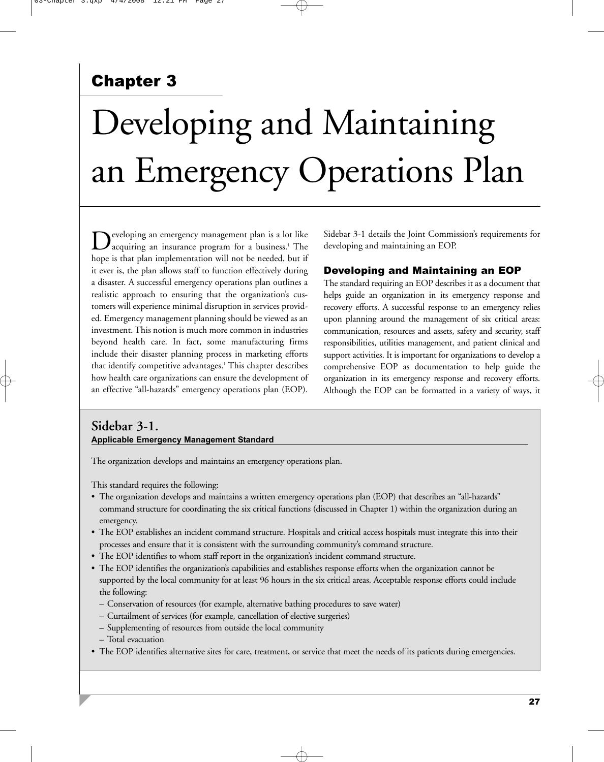# Chapter 3

# Developing and Maintaining an Emergency Operations Plan

Developing an emergency management plan is a lot like acquiring an insurance program for a business.[1] The hope is that plan implementation will not be needed, but if it ever is, the plan allows staff to function effectively during a disaster. A successful emergency operations plan outlines a realistic approach to ensuring that the organization's customers will experience minimal disruption in services provided. Emergency management planning should be viewed as an investment. This notion is much more common in industries beyond health care. In fact, some manufacturing firms include their disaster planning process in marketing efforts that identify competitive advantages.[1] This chapter describes how health care organizations can ensure the development of an effective "all-hazards" emergency operations plan (EOP). Sidebar 3-1 details the Joint Commission's requirements for developing and maintaining an EOP.

## Developing and Maintaining an EOP

The standard requiring an EOP describes it as a document that helps guide an organization in its emergency response and recovery efforts. A successful response to an emergency relies upon planning around the management of six critical areas: communication, resources and assets, safety and security, staff responsibilities, utilities management, and patient clinical and support activities. It is important for organizations to develop a comprehensive EOP as documentation to help guide the organization in its emergency response and recovery efforts. Although the EOP can be formatted in a variety of ways, it

### Sidebar 3-1.

**Applicable Emergency Management Standard**

The organization develops and maintains an emergency operations plan.

This standard requires the following:

- The organization develops and maintains a written emergency operations plan (EOP) that describes an "all-hazards" command structure for coordinating the six critical functions (discussed in Chapter 1) within the organization during an emergency.
- The EOP establishes an incident command structure. Hospitals and critical access hospitals must integrate this into their processes and ensure that it is consistent with the surrounding community's command structure.
- The EOP identifies to whom staff report in the organization's incident command structure.
- The EOP identifies the organization's capabilities and establishes response efforts when the organization cannot be supported by the local community for at least 96 hours in the six critical areas. Acceptable response efforts could include the following:
  - Conservation of resources (for example, alternative bathing procedures to save water)
  - Curtailment of services (for example, cancellation of elective surgeries)
  - Supplementing of resources from outside the local community
  - Total evacuation
- The EOP identifies alternative sites for care, treatment, or service that meet the needs of its patients during emergencies.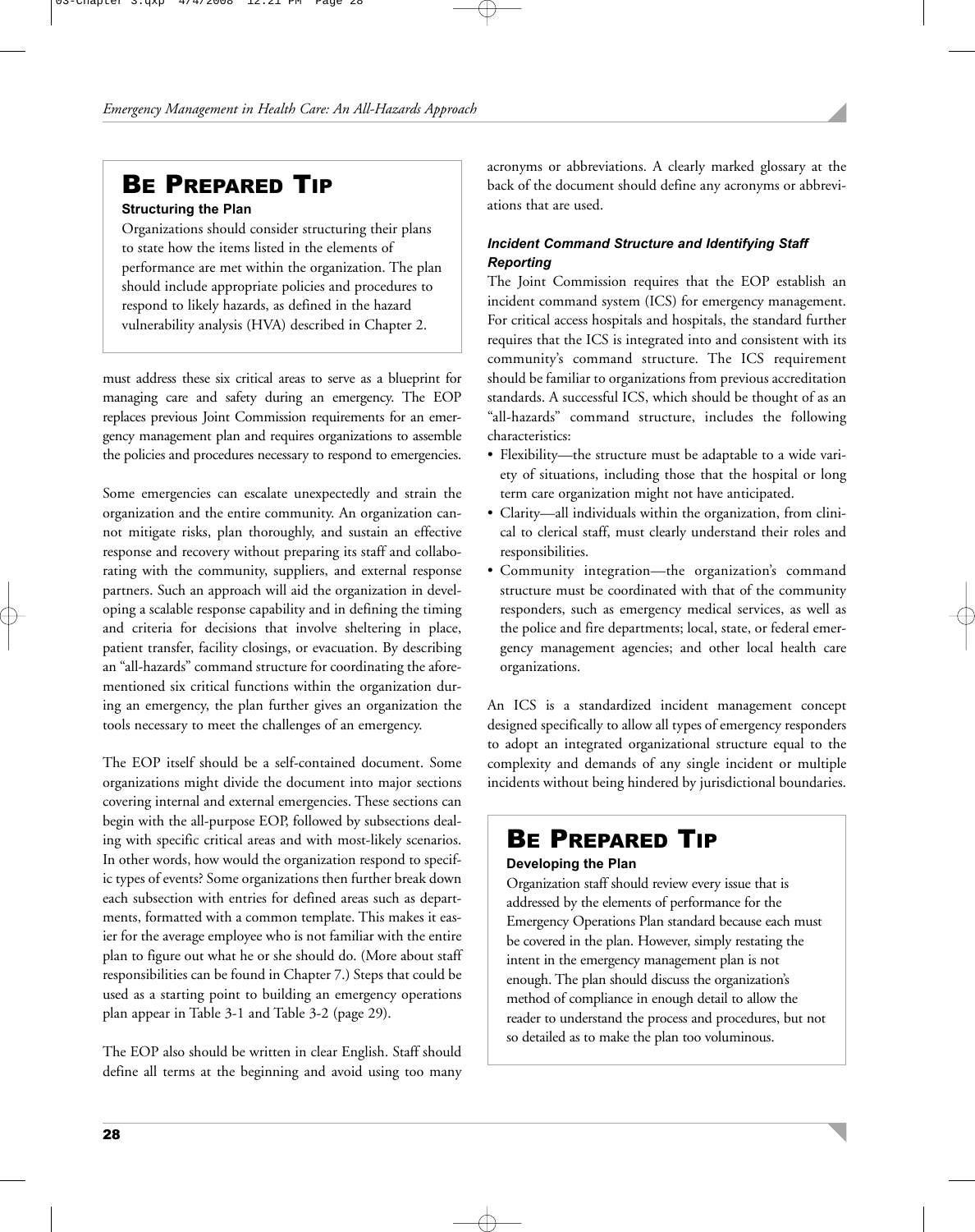## BE PREPARED TIP

**Structuring the Plan**

Organizations should consider structuring their plans to state how the items listed in the elements of performance are met within the organization. The plan should include appropriate policies and procedures to respond to likely hazards, as defined in the hazard vulnerability analysis (HVA) described in Chapter 2.

must address these six critical areas to serve as a blueprint for managing care and safety during an emergency. The EOP replaces previous Joint Commission requirements for an emergency management plan and requires organizations to assemble the policies and procedures necessary to respond to emergencies.

Some emergencies can escalate unexpectedly and strain the organization and the entire community. An organization cannot mitigate risks, plan thoroughly, and sustain an effective response and recovery without preparing its staff and collaborating with the community, suppliers, and external response partners. Such an approach will aid the organization in developing a scalable response capability and in defining the timing and criteria for decisions that involve sheltering in place, patient transfer, facility closings, or evacuation. By describing an "all-hazards" command structure for coordinating the aforementioned six critical functions within the organization during an emergency, the plan further gives an organization the tools necessary to meet the challenges of an emergency.

The EOP itself should be a self-contained document. Some organizations might divide the document into major sections covering internal and external emergencies. These sections can begin with the all-purpose EOP, followed by subsections dealing with specific critical areas and with most-likely scenarios. In other words, how would the organization respond to specific types of events? Some organizations then further break down each subsection with entries for defined areas such as departments, formatted with a common template. This makes it easier for the average employee who is not familiar with the entire plan to figure out what he or she should do. (More about staff responsibilities can be found in Chapter 7.) Steps that could be used as a starting point to building an emergency operations plan appear in Table 3-1 and Table 3-2 (page 29).

The EOP also should be written in clear English. Staff should define all terms at the beginning and avoid using too many acronyms or abbreviations. A clearly marked glossary at the back of the document should define any acronyms or abbreviations that are used.

### *Incident Command Structure and Identifying Staff Reporting*

The Joint Commission requires that the EOP establish an incident command system (ICS) for emergency management. For critical access hospitals and hospitals, the standard further requires that the ICS is integrated into and consistent with its community's command structure. The ICS requirement should be familiar to organizations from previous accreditation standards. A successful ICS, which should be thought of as an "all-hazards" command structure, includes the following characteristics:

- Flexibility—the structure must be adaptable to a wide variety of situations, including those that the hospital or long term care organization might not have anticipated.
- Clarity—all individuals within the organization, from clinical to clerical staff, must clearly understand their roles and responsibilities.
- Community integration—the organization's command structure must be coordinated with that of the community responders, such as emergency medical services, as well as the police and fire departments; local, state, or federal emergency management agencies; and other local health care organizations.

An ICS is a standardized incident management concept designed specifically to allow all types of emergency responders to adopt an integrated organizational structure equal to the complexity and demands of any single incident or multiple incidents without being hindered by jurisdictional boundaries.

## BE PREPARED TIP

**Developing the Plan**

Organization staff should review every issue that is addressed by the elements of performance for the Emergency Operations Plan standard because each must be covered in the plan. However, simply restating the intent in the emergency management plan is not enough. The plan should discuss the organization's method of compliance in enough detail to allow the reader to understand the process and procedures, but not so detailed as to make the plan too voluminous.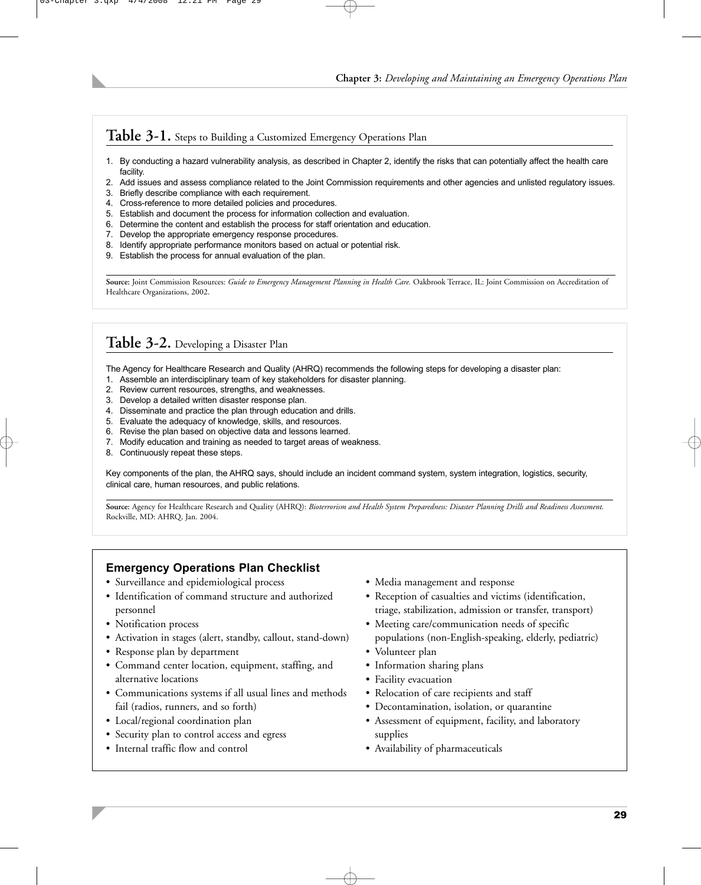## Table 3-1. Steps to Building a Customized Emergency Operations Plan

1. By conducting a hazard vulnerability analysis, as described in Chapter 2, identify the risks that can potentially affect the health care facility.
2. Add issues and assess compliance related to the Joint Commission requirements and other agencies and unlisted regulatory issues.
3. Briefly describe compliance with each requirement.
4. Cross-reference to more detailed policies and procedures.
5. Establish and document the process for information collection and evaluation.
6. Determine the content and establish the process for staff orientation and education.
7. Develop the appropriate emergency response procedures.
8. Identify appropriate performance monitors based on actual or potential risk.
9. Establish the process for annual evaluation of the plan.

**Source:** Joint Commission Resources: *Guide to Emergency Management Planning in Health Care.* Oakbrook Terrace, IL: Joint Commission on Accreditation of Healthcare Organizations, 2002.

## Table 3-2. Developing a Disaster Plan

The Agency for Healthcare Research and Quality (AHRQ) recommends the following steps for developing a disaster plan:

1. Assemble an interdisciplinary team of key stakeholders for disaster planning.
2. Review current resources, strengths, and weaknesses.
3. Develop a detailed written disaster response plan.
4. Disseminate and practice the plan through education and drills.
5. Evaluate the adequacy of knowledge, skills, and resources.
6. Revise the plan based on objective data and lessons learned.
7. Modify education and training as needed to target areas of weakness.
8. Continuously repeat these steps.

Key components of the plan, the AHRQ says, should include an incident command system, system integration, logistics, security, clinical care, human resources, and public relations.

**Source:** Agency for Healthcare Research and Quality (AHRQ): *Bioterrorism and Health System Preparedness: Disaster Planning Drills and Readiness Assessment.* Rockville, MD: AHRQ, Jan. 2004.

### Emergency Operations Plan Checklist

- Surveillance and epidemiological process
- Identification of command structure and authorized personnel
- Notification process
- Activation in stages (alert, standby, callout, stand-down)
- Response plan by department
- Command center location, equipment, staffing, and alternative locations
- Communications systems if all usual lines and methods fail (radios, runners, and so forth)
- Local/regional coordination plan
- Security plan to control access and egress
- Internal traffic flow and control
- Media management and response
- Reception of casualties and victims (identification, triage, stabilization, admission or transfer, transport)
- Meeting care/communication needs of specific populations (non-English-speaking, elderly, pediatric)
- Volunteer plan
- Information sharing plans
- Facility evacuation
- Relocation of care recipients and staff
- Decontamination, isolation, or quarantine
- Assessment of equipment, facility, and laboratory supplies
- Availability of pharmaceuticals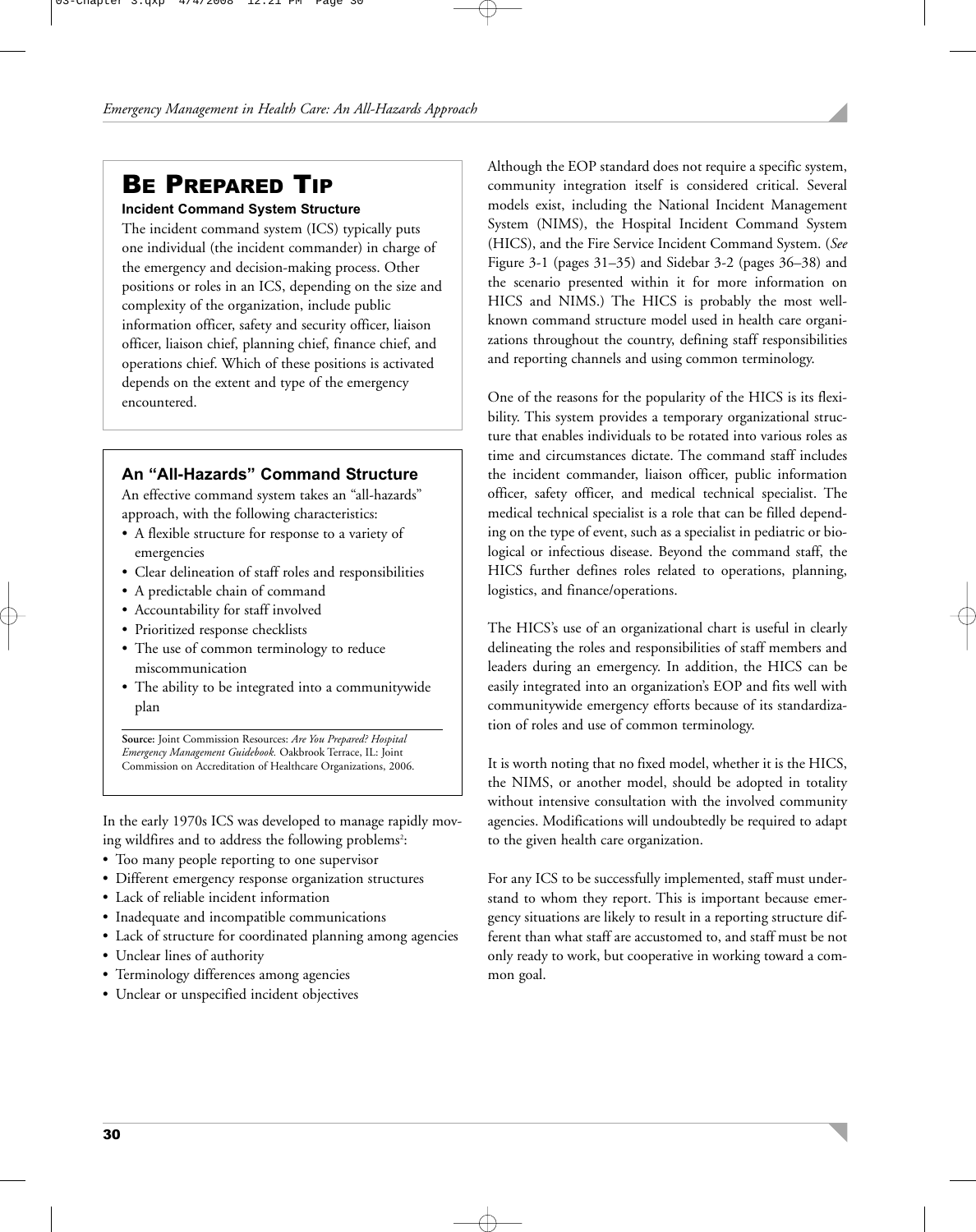## BE PREPARED TIP

**Incident Command System Structure**

The incident command system (ICS) typically puts one individual (the incident commander) in charge of the emergency and decision-making process. Other positions or roles in an ICS, depending on the size and complexity of the organization, include public information officer, safety and security officer, liaison officer, liaison chief, planning chief, finance chief, and operations chief. Which of these positions is activated depends on the extent and type of the emergency encountered.

### An "All-Hazards" Command Structure

An effective command system takes an "all-hazards" approach, with the following characteristics:

- A flexible structure for response to a variety of emergencies
- Clear delineation of staff roles and responsibilities
- A predictable chain of command
- Accountability for staff involved
- Prioritized response checklists
- The use of common terminology to reduce miscommunication
- The ability to be integrated into a communitywide plan

**Source:** Joint Commission Resources: *Are You Prepared? Hospital Emergency Management Guidebook.* Oakbrook Terrace, IL: Joint Commission on Accreditation of Healthcare Organizations, 2006.

In the early 1970s ICS was developed to manage rapidly moving wildfires and to address the following problems[2]:

- Too many people reporting to one supervisor
- Different emergency response organization structures
- Lack of reliable incident information
- Inadequate and incompatible communications
- Lack of structure for coordinated planning among agencies
- Unclear lines of authority
- Terminology differences among agencies
- Unclear or unspecified incident objectives

Although the EOP standard does not require a specific system, community integration itself is considered critical. Several models exist, including the National Incident Management System (NIMS), the Hospital Incident Command System (HICS), and the Fire Service Incident Command System. (*See* Figure 3-1 (pages 31–35) and Sidebar 3-2 (pages 36–38) and the scenario presented within it for more information on HICS and NIMS.) The HICS is probably the most well-known command structure model used in health care organizations throughout the country, defining staff responsibilities and reporting channels and using common terminology.

One of the reasons for the popularity of the HICS is its flexibility. This system provides a temporary organizational structure that enables individuals to be rotated into various roles as time and circumstances dictate. The command staff includes the incident commander, liaison officer, public information officer, safety officer, and medical technical specialist. The medical technical specialist is a role that can be filled depending on the type of event, such as a specialist in pediatric or biological or infectious disease. Beyond the command staff, the HICS further defines roles related to operations, planning, logistics, and finance/operations.

The HICS's use of an organizational chart is useful in clearly delineating the roles and responsibilities of staff members and leaders during an emergency. In addition, the HICS can be easily integrated into an organization's EOP and fits well with communitywide emergency efforts because of its standardization of roles and use of common terminology.

It is worth noting that no fixed model, whether it is the HICS, the NIMS, or another model, should be adopted in totality without intensive consultation with the involved community agencies. Modifications will undoubtedly be required to adapt to the given health care organization.

For any ICS to be successfully implemented, staff must understand to whom they report. This is important because emergency situations are likely to result in a reporting structure different than what staff are accustomed to, and staff must be not only ready to work, but cooperative in working toward a common goal.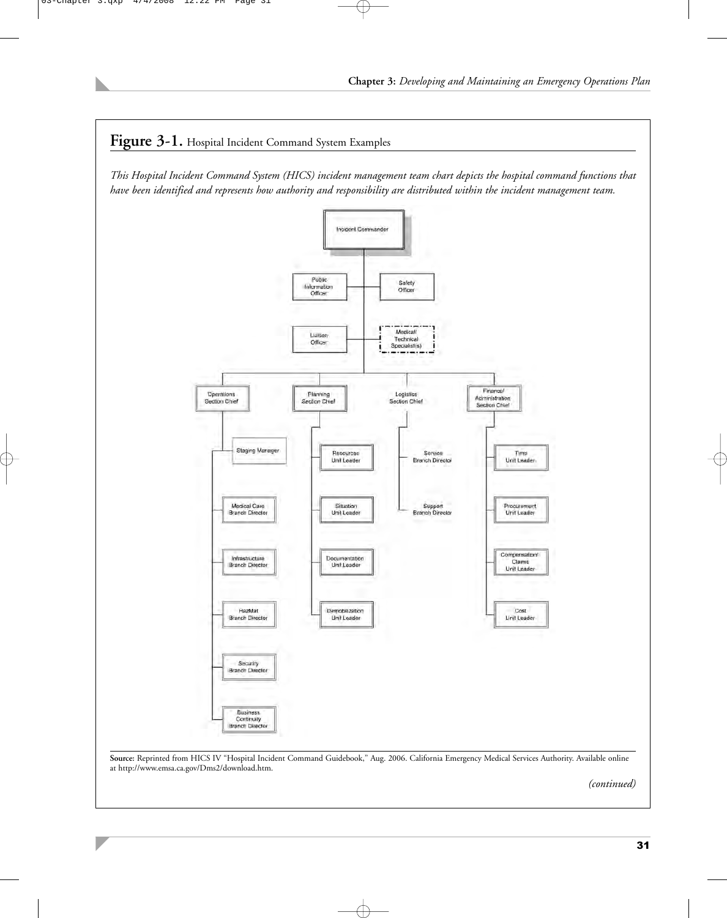## Figure 3-1. Hospital Incident Command System Examples

*This Hospital Incident Command System (HICS) incident management team chart depicts the hospital command functions that have been identified and represents how authority and responsibility are distributed within the incident management team.*

- Incident Commander
  - Public Information Officer
  - Safety Officer
  - Liaison Officer
  - Medical/Technical Specialist(s)
  - Operations Section Chief
    - Staging Manager
    - Medical Care Branch Director
    - Infrastructure Branch Director
    - HazMat Branch Director
    - Security Branch Director
    - Business Continuity Branch Director
  - Planning Section Chief
    - Resources Unit Leader
    - Situation Unit Leader
    - Documentation Unit Leader
    - Demobilization Unit Leader
  - Logistics Section Chief
    - Service Branch Director
    - Support Branch Director
  - Finance/Administration Section Chief
    - Time Unit Leader
    - Procurement Unit Leader
    - Compensation/Claims Unit Leader
    - Cost Unit Leader

**Source:** Reprinted from HICS IV "Hospital Incident Command Guidebook," Aug. 2006. California Emergency Medical Services Authority. Available online at http://www.emsa.ca.gov/Dms2/download.htm.

*(continued)*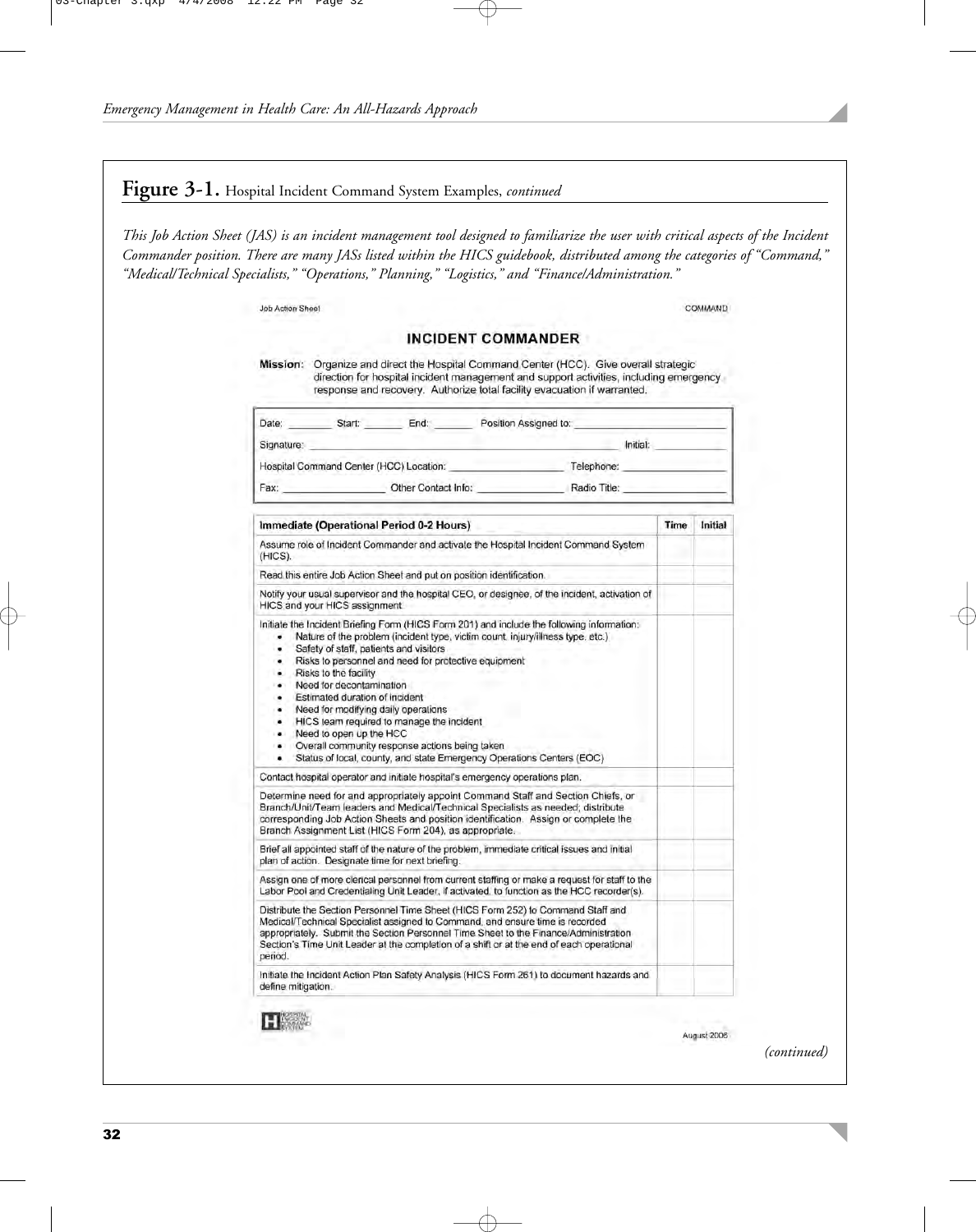**Figure 3-1.** Hospital Incident Command System Examples, *continued*

*This Job Action Sheet (JAS) is an incident management tool designed to familiarize the user with critical aspects of the Incident Commander position. There are many JASs listed within the HICS guidebook, distributed among the categories of "Command," "Medical/Technical Specialists," "Operations," Planning," "Logistics," and "Finance/Administration."*

Job Action Sheet — COMMAND

## INCIDENT COMMANDER

**Mission:** Organize and direct the Hospital Command Center (HCC). Give overall strategic direction for hospital incident management and support activities, including emergency response and recovery. Authorize total facility evacuation if warranted.

Date: ________ Start: ________ End: ________ Position Assigned to: ________________

Signature: ________________________________ Initial: ________

Hospital Command Center (HCC) Location: ________________ Telephone: ________________

Fax: ________________ Other Contact Info: ________________ Radio Title: ________________

| Immediate (Operational Period 0-2 Hours) | Time | Initial |
|---|---|---|
| Assume role of Incident Commander and activate the Hospital Incident Command System (HICS). | | |
| Read this entire Job Action Sheet and put on position identification. | | |
| Notify your usual supervisor and the hospital CEO, or designee, of the incident, activation of HICS and your HICS assignment. | | |
| Initiate the Incident Briefing Form (HICS Form 201) and include the following information:<br>• Nature of the problem (incident type, victim count, injury/illness type, etc.)<br>• Safety of staff, patients and visitors<br>• Risks to personnel and need for protective equipment<br>• Risks to the facility<br>• Need for decontamination<br>• Estimated duration of incident<br>• Need for modifying daily operations<br>• HICS team required to manage the incident<br>• Need to open up the HCC<br>• Overall community response actions being taken<br>• Status of local, county, and state Emergency Operations Centers (EOC) | | |
| Contact hospital operator and initiate hospital's emergency operations plan. | | |
| Determine need for and appropriately appoint Command Staff and Section Chiefs, or Branch/Unit/Team leaders and Medical/Technical Specialists as needed; distribute corresponding Job Action Sheets and position identification. Assign or complete the Branch Assignment List (HICS Form 204), as appropriate. | | |
| Brief all appointed staff of the nature of the problem, immediate critical issues and initial plan of action. Designate time for next briefing. | | |
| Assign one of more clerical personnel from current staffing or make a request for staff to the Labor Pool and Credentialing Unit Leader, if activated, to function as the HCC recorder(s). | | |
| Distribute the Section Personnel Time Sheet (HICS Form 252) to Command Staff and Medical/Technical Specialist assigned to Command, and ensure time is recorded appropriately. Submit the Section Personnel Time Sheet to the Finance/Administration Section's Time Unit Leader at the completion of a shift or at the end of each operational period. | | |
| Initiate the Incident Action Plan Safety Analysis (HICS Form 261) to document hazards and define mitigation. | | |

August 2006

*(continued)*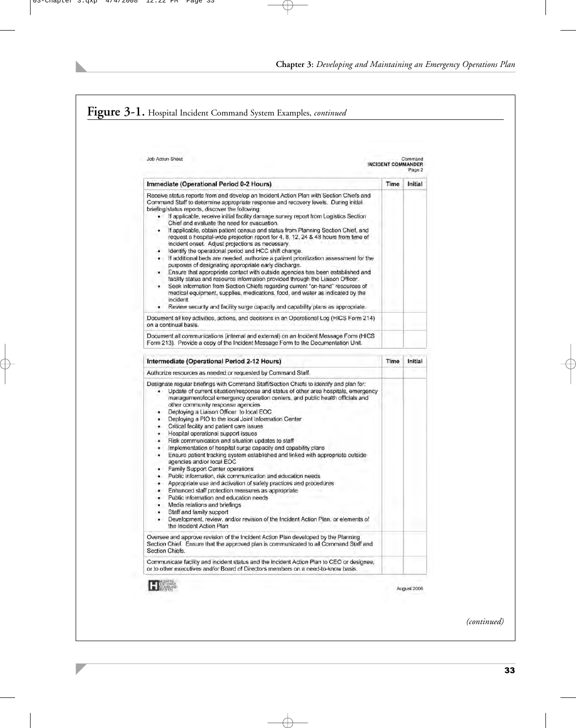## Figure 3-1. Hospital Incident Command System Examples, *continued*

Job Action Sheet

Command
**INCIDENT COMMANDER**
Page 2

| Immediate (Operational Period 0-2 Hours) | Time | Initial |
|---|---|---|
| Receive status reports from and develop an Incident Action Plan with Section Chiefs and Command Staff to determine appropriate response and recovery levels. During initial briefing/status reports, discover the following:<br>• If applicable, receive initial facility damage survey report from Logistics Section Chief and evaluate the need for evacuation.<br>• If applicable, obtain patient census and status from Planning Section Chief, and request a hospital-wide projection report for 4, 8, 12, 24 & 48 hours from time of incident onset. Adjust projections as necessary.<br>• Identify the operational period and HCC shift change.<br>• If additional beds are needed, authorize a patient prioritization assessment for the purposes of designating appropriate early discharge.<br>• Ensure that appropriate contact with outside agencies has been established and facility status and resource information provided through the Liaison Officer.<br>• Seek information from Section Chiefs regarding current "on-hand" resources of medical equipment, supplies, medications, food, and water as indicated by the incident.<br>• Review security and facility surge capacity and capability plans as appropriate. | | |
| Document all key activities, actions, and decisions in an Operational Log (HICS Form 214) on a continual basis. | | |
| Document all communications (internal and external) on an Incident Message Form (HICS Form 213). Provide a copy of the Incident Message Form to the Documentation Unit. | | |

| Intermediate (Operational Period 2-12 Hours) | Time | Initial |
|---|---|---|
| Authorize resources as needed or requested by Command Staff. | | |
| Designate regular briefings with Command Staff/Section Chiefs to identify and plan for:<br>• Update of current situation/response and status of other area hospitals, emergency management/local emergency operation centers, and public health officials and other community response agencies<br>• Deploying a Liaison Officer to local EOC<br>• Deploying a PIO to the local Joint Information Center<br>• Critical facility and patient care issues<br>• Hospital operational support issues<br>• Risk communication and situation updates to staff<br>• Implementation of hospital surge capacity and capability plans<br>• Ensure patient tracking system established and linked with appropriate outside agencies and/or local EOC<br>• Family Support Center operations<br>• Public information, risk communication and education needs<br>• Appropriate use and activation of safety practices and procedures<br>• Enhanced staff protection measures as appropriate<br>• Public information and education needs<br>• Media relations and briefings<br>• Staff and family support<br>• Development, review, and/or revision of the Incident Action Plan, or elements of the Incident Action Plan | | |
| Oversee and approve revision of the Incident Action Plan developed by the Planning Section Chief. Ensure that the approved plan is communicated to all Command Staff and Section Chiefs. | | |
| Communicate facility and incident status and the Incident Action Plan to CEO or designee, or to other executives and/or Board of Directors members on a need-to-know basis. | | |

August 2006

*(continued)*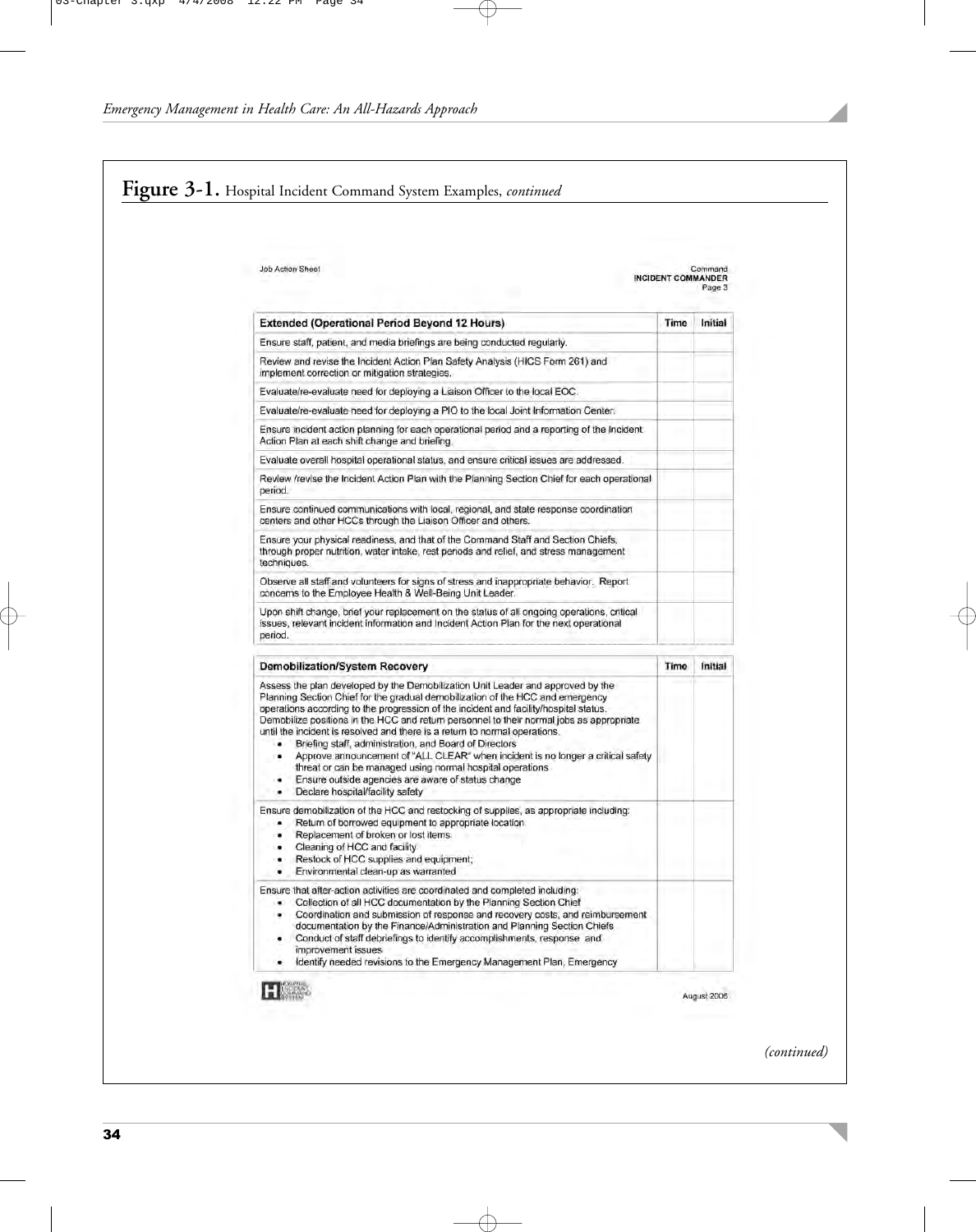**Figure 3-1.** Hospital Incident Command System Examples, *continued*

Job Action Sheet

Command
**INCIDENT COMMANDER**
Page 3

| Extended (Operational Period Beyond 12 Hours) | Time | Initial |
|---|---|---|
| Ensure staff, patient, and media briefings are being conducted regularly. | | |
| Review and revise the Incident Action Plan Safety Analysis (HICS Form 261) and implement correction or mitigation strategies. | | |
| Evaluate/re-evaluate need for deploying a Liaison Officer to the local EOC. | | |
| Evaluate/re-evaluate need for deploying a PIO to the local Joint Information Center. | | |
| Ensure incident action planning for each operational period and a reporting of the Incident Action Plan at each shift change and briefing. | | |
| Evaluate overall hospital operational status, and ensure critical issues are addressed. | | |
| Review /revise the Incident Action Plan with the Planning Section Chief for each operational period. | | |
| Ensure continued communications with local, regional, and state response coordination centers and other HCCs through the Liaison Officer and others. | | |
| Ensure your physical readiness, and that of the Command Staff and Section Chiefs, through proper nutrition, water intake, rest periods and relief, and stress management techniques. | | |
| Observe all staff and volunteers for signs of stress and inappropriate behavior. Report concerns to the Employee Health & Well-Being Unit Leader. | | |
| Upon shift change, brief your replacement on the status of all ongoing operations, critical issues, relevant incident information and Incident Action Plan for the next operational period. | | |

| Demobilization/System Recovery | Time | Initial |
|---|---|---|
| Assess the plan developed by the Demobilization Unit Leader and approved by the Planning Section Chief for the gradual demobilization of the HCC and emergency operations according to the progression of the incident and facility/hospital status. Demobilize positions in the HCC and return personnel to their normal jobs as appropriate until the incident is resolved and there is a return to normal operations.<br>• Briefing staff, administration, and Board of Directors<br>• Approve announcement of "ALL CLEAR" when incident is no longer a critical safety threat or can be managed using normal hospital operations<br>• Ensure outside agencies are aware of status change<br>• Declare hospital/facility safety | | |
| Ensure demobilization of the HCC and restocking of supplies, as appropriate including:<br>• Return of borrowed equipment to appropriate location<br>• Replacement of broken or lost items<br>• Cleaning of HCC and facility<br>• Restock of HCC supplies and equipment;<br>• Environmental clean-up as warranted | | |
| Ensure that after-action activities are coordinated and completed including:<br>• Collection of all HCC documentation by the Planning Section Chief<br>• Coordination and submission of response and recovery costs, and reimbursement documentation by the Finance/Administration and Planning Section Chiefs<br>• Conduct of staff debriefings to identify accomplishments, response and improvement issues<br>• Identify needed revisions to the Emergency Management Plan, Emergency | | |

August 2006

*(continued)*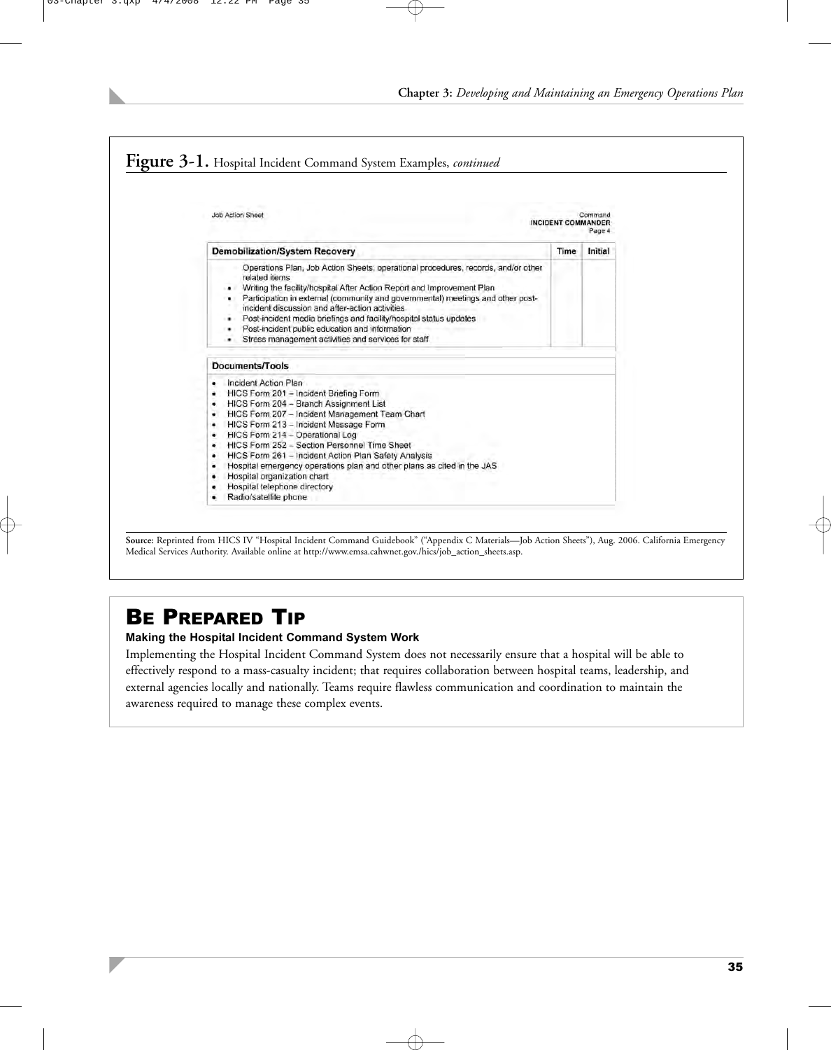**Figure 3-1.** Hospital Incident Command System Examples, *continued*

Job Action Sheet

Command
**INCIDENT COMMANDER**
Page 4

| Demobilization/System Recovery | Time | Initial |
|---|---|---|
| Operations Plan, Job Action Sheets, operational procedures, records, and/or other related items<br>• Writing the facility/hospital After Action Report and Improvement Plan<br>• Participation in external (community and governmental) meetings and other post-incident discussion and after-action activities<br>• Post-incident media briefings and facility/hospital status updates<br>• Post-incident public education and information<br>• Stress management activities and services for staff | | |

**Documents/Tools**

- Incident Action Plan
- HICS Form 201 – Incident Briefing Form
- HICS Form 204 – Branch Assignment List
- HICS Form 207 – Incident Management Team Chart
- HICS Form 213 – Incident Message Form
- HICS Form 214 – Operational Log
- HICS Form 252 – Section Personnel Time Sheet
- HICS Form 261 – Incident Action Plan Safety Analysis
- Hospital emergency operations plan and other plans as cited in the JAS
- Hospital organization chart
- Hospital telephone directory
- Radio/satellite phone

**Source:** Reprinted from HICS IV "Hospital Incident Command Guidebook" ("Appendix C Materials—Job Action Sheets"), Aug. 2006. California Emergency Medical Services Authority. Available online at http://www.emsa.cahwnet.gov./hics/job_action_sheets.asp.

## BE PREPARED TIP

**Making the Hospital Incident Command System Work**

Implementing the Hospital Incident Command System does not necessarily ensure that a hospital will be able to effectively respond to a mass-casualty incident; that requires collaboration between hospital teams, leadership, and external agencies locally and nationally. Teams require flawless communication and coordination to maintain the awareness required to manage these complex events.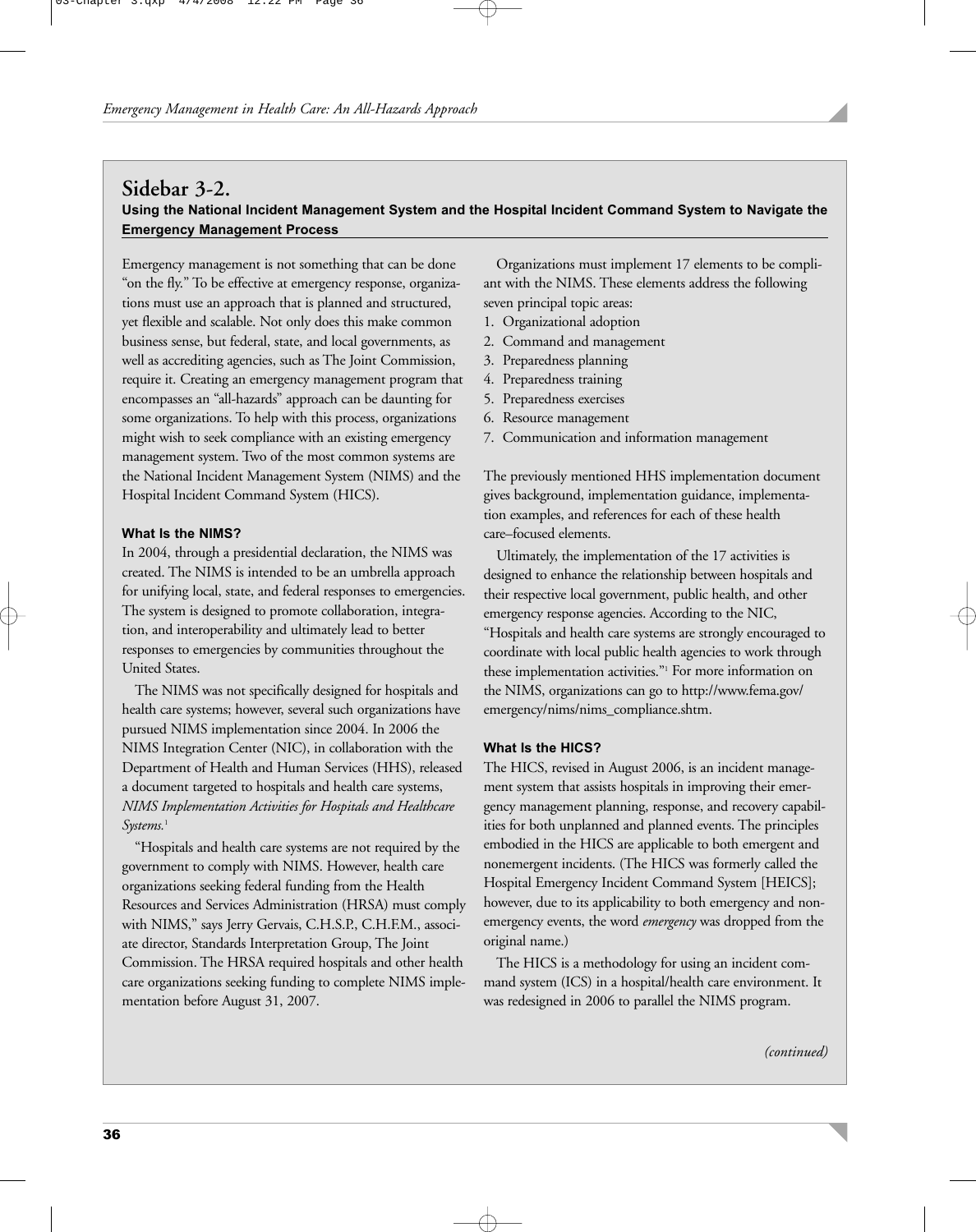## Sidebar 3-2.

**Using the National Incident Management System and the Hospital Incident Command System to Navigate the Emergency Management Process**

Emergency management is not something that can be done "on the fly." To be effective at emergency response, organizations must use an approach that is planned and structured, yet flexible and scalable. Not only does this make common business sense, but federal, state, and local governments, as well as accrediting agencies, such as The Joint Commission, require it. Creating an emergency management program that encompasses an "all-hazards" approach can be daunting for some organizations. To help with this process, organizations might wish to seek compliance with an existing emergency management system. Two of the most common systems are the National Incident Management System (NIMS) and the Hospital Incident Command System (HICS).

### What Is the NIMS?

In 2004, through a presidential declaration, the NIMS was created. The NIMS is intended to be an umbrella approach for unifying local, state, and federal responses to emergencies. The system is designed to promote collaboration, integration, and interoperability and ultimately lead to better responses to emergencies by communities throughout the United States.

The NIMS was not specifically designed for hospitals and health care systems; however, several such organizations have pursued NIMS implementation since 2004. In 2006 the NIMS Integration Center (NIC), in collaboration with the Department of Health and Human Services (HHS), released a document targeted to hospitals and health care systems, *NIMS Implementation Activities for Hospitals and Healthcare Systems.*[1]

"Hospitals and health care systems are not required by the government to comply with NIMS. However, health care organizations seeking federal funding from the Health Resources and Services Administration (HRSA) must comply with NIMS," says Jerry Gervais, C.H.S.P., C.H.F.M., associate director, Standards Interpretation Group, The Joint Commission. The HRSA required hospitals and other health care organizations seeking funding to complete NIMS implementation before August 31, 2007.

Organizations must implement 17 elements to be compliant with the NIMS. These elements address the following seven principal topic areas:

1. Organizational adoption
2. Command and management
3. Preparedness planning
4. Preparedness training
5. Preparedness exercises
6. Resource management
7. Communication and information management

The previously mentioned HHS implementation document gives background, implementation guidance, implementation examples, and references for each of these health care–focused elements.

Ultimately, the implementation of the 17 activities is designed to enhance the relationship between hospitals and their respective local government, public health, and other emergency response agencies. According to the NIC, "Hospitals and health care systems are strongly encouraged to coordinate with local public health agencies to work through these implementation activities."[1] For more information on the NIMS, organizations can go to http://www.fema.gov/emergency/nims/nims_compliance.shtm.

### What Is the HICS?

The HICS, revised in August 2006, is an incident management system that assists hospitals in improving their emergency management planning, response, and recovery capabilities for both unplanned and planned events. The principles embodied in the HICS are applicable to both emergent and nonemergent incidents. (The HICS was formerly called the Hospital Emergency Incident Command System [HEICS]; however, due to its applicability to both emergency and nonemergency events, the word *emergency* was dropped from the original name.)

The HICS is a methodology for using an incident command system (ICS) in a hospital/health care environment. It was redesigned in 2006 to parallel the NIMS program.

*(continued)*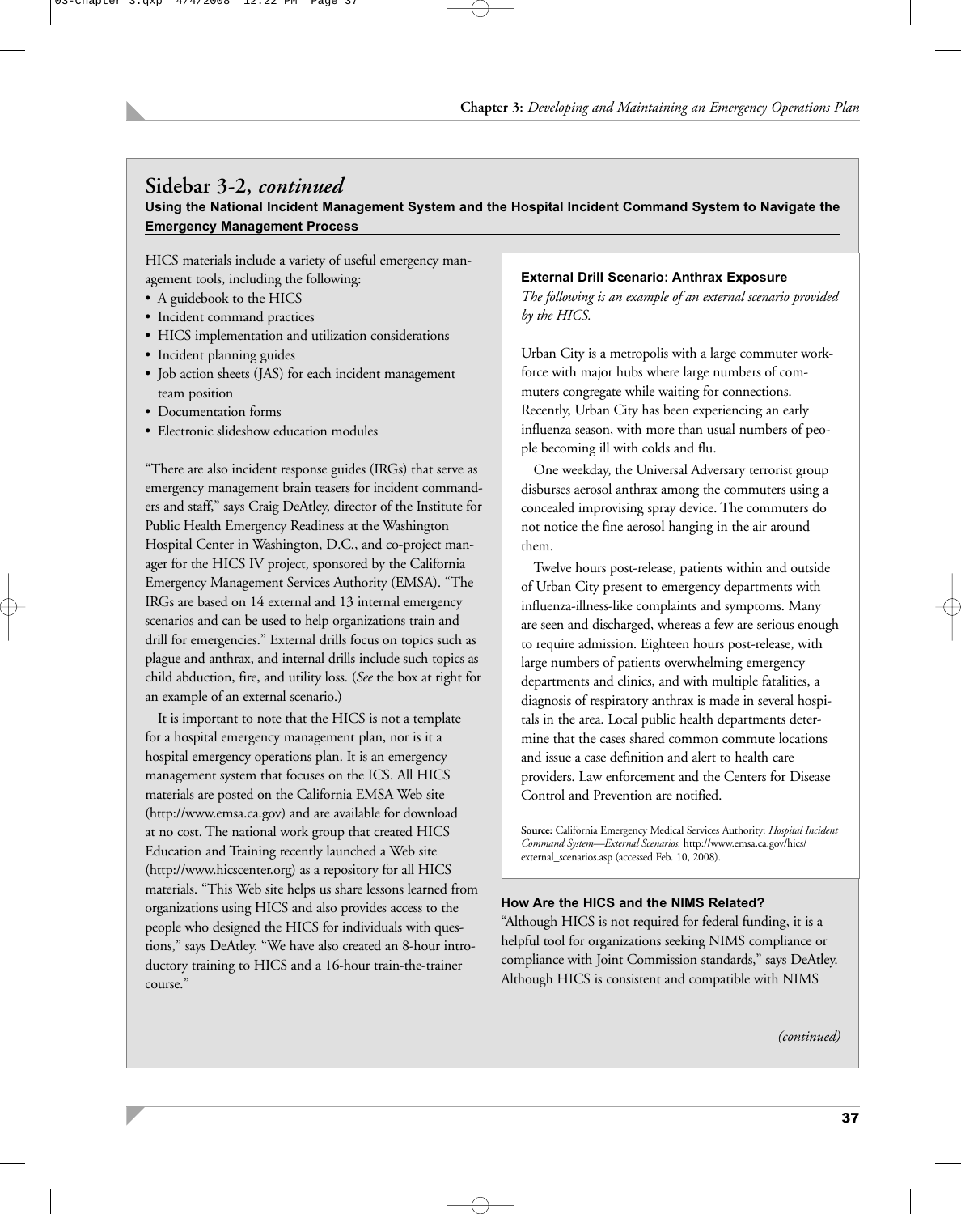## Sidebar 3-2, *continued*

**Using the National Incident Management System and the Hospital Incident Command System to Navigate the Emergency Management Process**

HICS materials include a variety of useful emergency management tools, including the following:

- A guidebook to the HICS
- Incident command practices
- HICS implementation and utilization considerations
- Incident planning guides
- Job action sheets (JAS) for each incident management team position
- Documentation forms
- Electronic slideshow education modules

"There are also incident response guides (IRGs) that serve as emergency management brain teasers for incident commanders and staff," says Craig DeAtley, director of the Institute for Public Health Emergency Readiness at the Washington Hospital Center in Washington, D.C., and co-project manager for the HICS IV project, sponsored by the California Emergency Management Services Authority (EMSA). "The IRGs are based on 14 external and 13 internal emergency scenarios and can be used to help organizations train and drill for emergencies." External drills focus on topics such as plague and anthrax, and internal drills include such topics as child abduction, fire, and utility loss. (*See* the box at right for an example of an external scenario.)

It is important to note that the HICS is not a template for a hospital emergency management plan, nor is it a hospital emergency operations plan. It is an emergency management system that focuses on the ICS. All HICS materials are posted on the California EMSA Web site (http://www.emsa.ca.gov) and are available for download at no cost. The national work group that created HICS Education and Training recently launched a Web site (http://www.hicscenter.org) as a repository for all HICS materials. "This Web site helps us share lessons learned from organizations using HICS and also provides access to the people who designed the HICS for individuals with questions," says DeAtley. "We have also created an 8-hour introductory training to HICS and a 16-hour train-the-trainer course."

**External Drill Scenario: Anthrax Exposure**

*The following is an example of an external scenario provided by the HICS.*

Urban City is a metropolis with a large commuter workforce with major hubs where large numbers of commuters congregate while waiting for connections. Recently, Urban City has been experiencing an early influenza season, with more than usual numbers of people becoming ill with colds and flu.

One weekday, the Universal Adversary terrorist group disburses aerosol anthrax among the commuters using a concealed improvising spray device. The commuters do not notice the fine aerosol hanging in the air around them.

Twelve hours post-release, patients within and outside of Urban City present to emergency departments with influenza-illness-like complaints and symptoms. Many are seen and discharged, whereas a few are serious enough to require admission. Eighteen hours post-release, with large numbers of patients overwhelming emergency departments and clinics, and with multiple fatalities, a diagnosis of respiratory anthrax is made in several hospitals in the area. Local public health departments determine that the cases shared common commute locations and issue a case definition and alert to health care providers. Law enforcement and the Centers for Disease Control and Prevention are notified.

**Source:** California Emergency Medical Services Authority: *Hospital Incident Command System—External Scenarios.* http://www.emsa.ca.gov/hics/external_scenarios.asp (accessed Feb. 10, 2008).

**How Are the HICS and the NIMS Related?**

"Although HICS is not required for federal funding, it is a helpful tool for organizations seeking NIMS compliance or compliance with Joint Commission standards," says DeAtley. Although HICS is consistent and compatible with NIMS

*(continued)*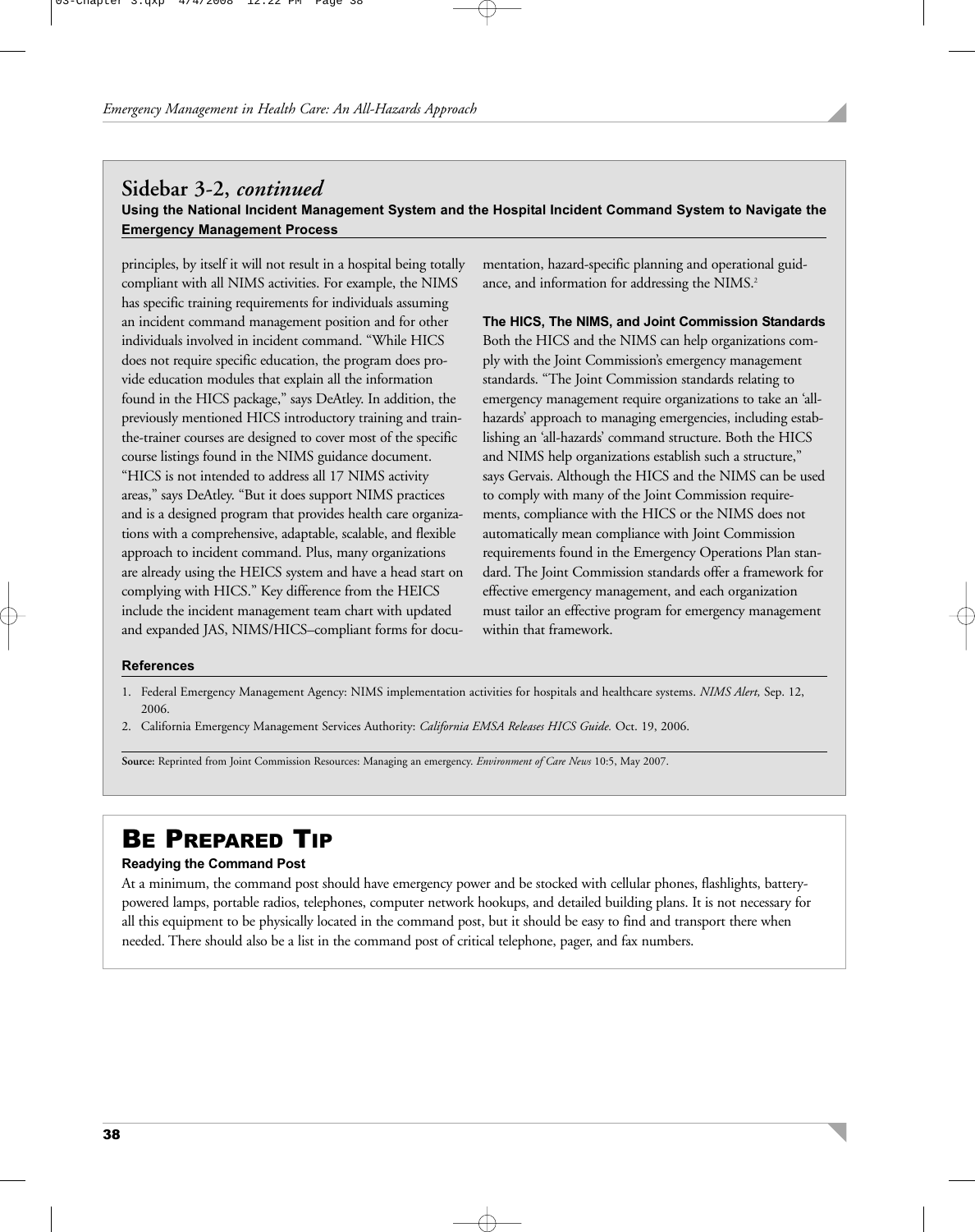## Sidebar 3-2, *continued*

**Using the National Incident Management System and the Hospital Incident Command System to Navigate the Emergency Management Process**

principles, by itself it will not result in a hospital being totally compliant with all NIMS activities. For example, the NIMS has specific training requirements for individuals assuming an incident command management position and for other individuals involved in incident command. "While HICS does not require specific education, the program does provide education modules that explain all the information found in the HICS package," says DeAtley. In addition, the previously mentioned HICS introductory training and train-the-trainer courses are designed to cover most of the specific course listings found in the NIMS guidance document. "HICS is not intended to address all 17 NIMS activity areas," says DeAtley. "But it does support NIMS practices and is a designed program that provides health care organizations with a comprehensive, adaptable, scalable, and flexible approach to incident command. Plus, many organizations are already using the HEICS system and have a head start on complying with HICS." Key difference from the HEICS include the incident management team chart with updated and expanded JAS, NIMS/HICS–compliant forms for documentation, hazard-specific planning and operational guidance, and information for addressing the NIMS.[2]

**The HICS, The NIMS, and Joint Commission Standards**

Both the HICS and the NIMS can help organizations comply with the Joint Commission's emergency management standards. "The Joint Commission standards relating to emergency management require organizations to take an 'all-hazards' approach to managing emergencies, including establishing an 'all-hazards' command structure. Both the HICS and NIMS help organizations establish such a structure," says Gervais. Although the HICS and the NIMS can be used to comply with many of the Joint Commission requirements, compliance with the HICS or the NIMS does not automatically mean compliance with Joint Commission requirements found in the Emergency Operations Plan standard. The Joint Commission standards offer a framework for effective emergency management, and each organization must tailor an effective program for emergency management within that framework.

**References**

1. Federal Emergency Management Agency: NIMS implementation activities for hospitals and healthcare systems. *NIMS Alert,* Sep. 12, 2006.
2. California Emergency Management Services Authority: *California EMSA Releases HICS Guide.* Oct. 19, 2006.

**Source:** Reprinted from Joint Commission Resources: Managing an emergency. *Environment of Care News* 10:5, May 2007.

## Be Prepared Tip

**Readying the Command Post**

At a minimum, the command post should have emergency power and be stocked with cellular phones, flashlights, battery-powered lamps, portable radios, telephones, computer network hookups, and detailed building plans. It is not necessary for all this equipment to be physically located in the command post, but it should be easy to find and transport there when needed. There should also be a list in the command post of critical telephone, pager, and fax numbers.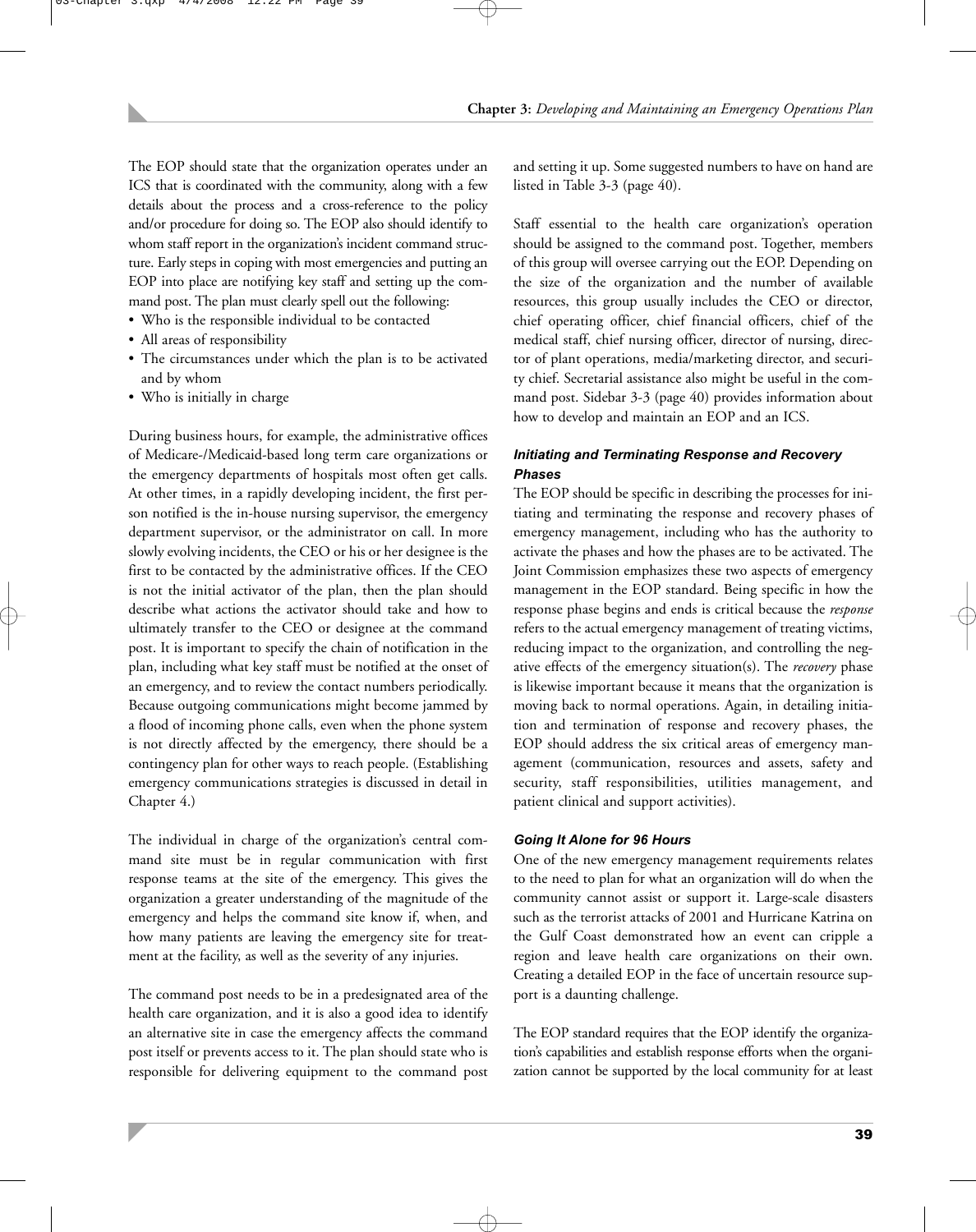The EOP should state that the organization operates under an ICS that is coordinated with the community, along with a few details about the process and a cross-reference to the policy and/or procedure for doing so. The EOP also should identify to whom staff report in the organization's incident command structure. Early steps in coping with most emergencies and putting an EOP into place are notifying key staff and setting up the command post. The plan must clearly spell out the following:

- Who is the responsible individual to be contacted
- All areas of responsibility
- The circumstances under which the plan is to be activated and by whom
- Who is initially in charge

During business hours, for example, the administrative offices of Medicare-/Medicaid-based long term care organizations or the emergency departments of hospitals most often get calls. At other times, in a rapidly developing incident, the first person notified is the in-house nursing supervisor, the emergency department supervisor, or the administrator on call. In more slowly evolving incidents, the CEO or his or her designee is the first to be contacted by the administrative offices. If the CEO is not the initial activator of the plan, then the plan should describe what actions the activator should take and how to ultimately transfer to the CEO or designee at the command post. It is important to specify the chain of notification in the plan, including what key staff must be notified at the onset of an emergency, and to review the contact numbers periodically. Because outgoing communications might become jammed by a flood of incoming phone calls, even when the phone system is not directly affected by the emergency, there should be a contingency plan for other ways to reach people. (Establishing emergency communications strategies is discussed in detail in Chapter 4.)

The individual in charge of the organization's central command site must be in regular communication with first response teams at the site of the emergency. This gives the organization a greater understanding of the magnitude of the emergency and helps the command site know if, when, and how many patients are leaving the emergency site for treatment at the facility, as well as the severity of any injuries.

The command post needs to be in a predesignated area of the health care organization, and it is also a good idea to identify an alternative site in case the emergency affects the command post itself or prevents access to it. The plan should state who is responsible for delivering equipment to the command post and setting it up. Some suggested numbers to have on hand are listed in Table 3-3 (page 40).

Staff essential to the health care organization's operation should be assigned to the command post. Together, members of this group will oversee carrying out the EOP. Depending on the size of the organization and the number of available resources, this group usually includes the CEO or director, chief operating officer, chief financial officers, chief of the medical staff, chief nursing officer, director of nursing, director of plant operations, media/marketing director, and security chief. Secretarial assistance also might be useful in the command post. Sidebar 3-3 (page 40) provides information about how to develop and maintain an EOP and an ICS.

### *Initiating and Terminating Response and Recovery Phases*

The EOP should be specific in describing the processes for initiating and terminating the response and recovery phases of emergency management, including who has the authority to activate the phases and how the phases are to be activated. The Joint Commission emphasizes these two aspects of emergency management in the EOP standard. Being specific in how the response phase begins and ends is critical because the *response* refers to the actual emergency management of treating victims, reducing impact to the organization, and controlling the negative effects of the emergency situation(s). The *recovery* phase is likewise important because it means that the organization is moving back to normal operations. Again, in detailing initiation and termination of response and recovery phases, the EOP should address the six critical areas of emergency management (communication, resources and assets, safety and security, staff responsibilities, utilities management, and patient clinical and support activities).

### *Going It Alone for 96 Hours*

One of the new emergency management requirements relates to the need to plan for what an organization will do when the community cannot assist or support it. Large-scale disasters such as the terrorist attacks of 2001 and Hurricane Katrina on the Gulf Coast demonstrated how an event can cripple a region and leave health care organizations on their own. Creating a detailed EOP in the face of uncertain resource support is a daunting challenge.

The EOP standard requires that the EOP identify the organization's capabilities and establish response efforts when the organization cannot be supported by the local community for at least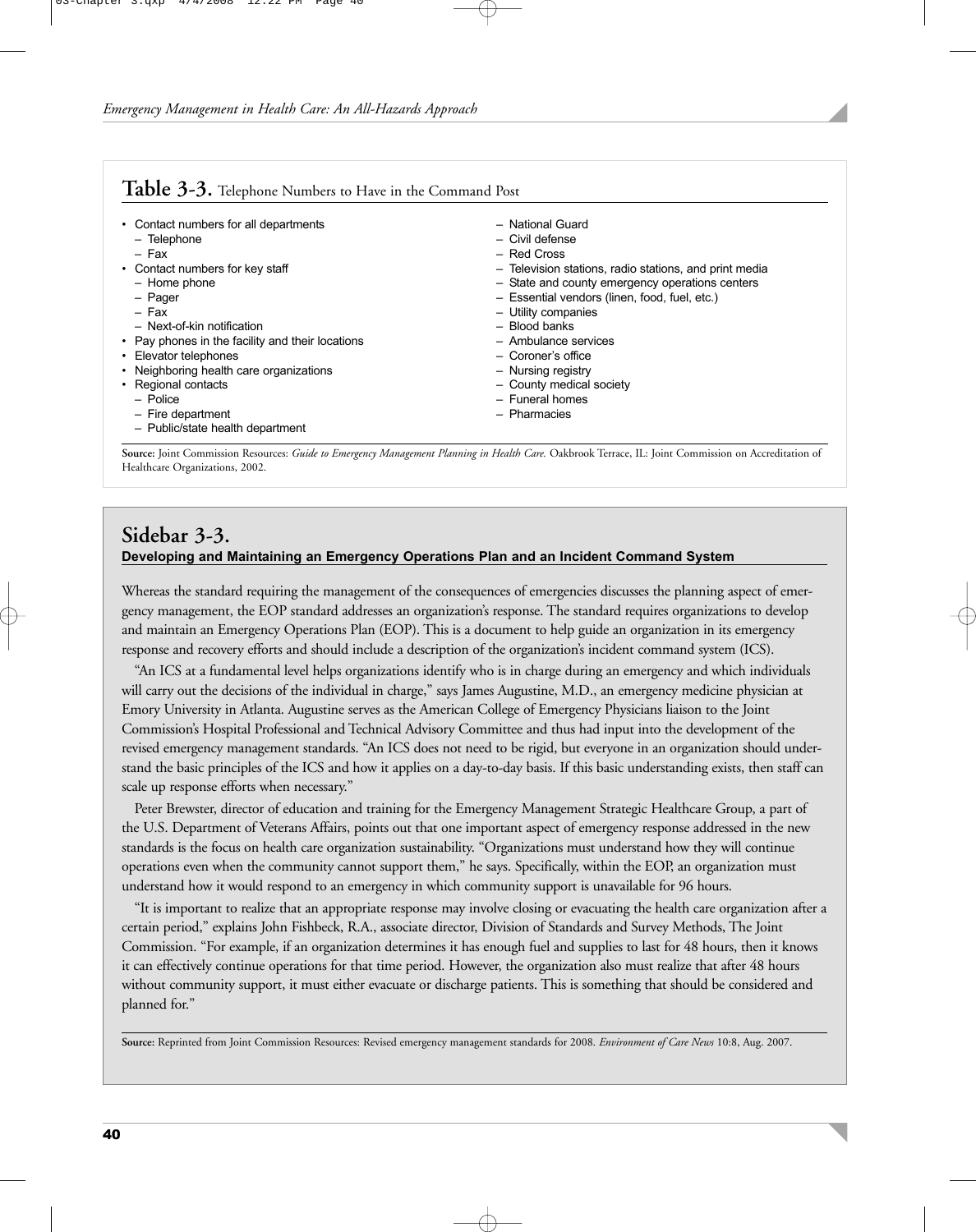**Table 3-3.** Telephone Numbers to Have in the Command Post

- Contact numbers for all departments
  - Telephone
  - Fax
- Contact numbers for key staff
  - Home phone
  - Pager
  - Fax
  - Next-of-kin notification
- Pay phones in the facility and their locations
- Elevator telephones
- Neighboring health care organizations
- Regional contacts
  - Police
  - Fire department
  - Public/state health department
  - National Guard
  - Civil defense
  - Red Cross
  - Television stations, radio stations, and print media
  - State and county emergency operations centers
  - Essential vendors (linen, food, fuel, etc.)
  - Utility companies
  - Blood banks
  - Ambulance services
  - Coroner's office
  - Nursing registry
  - County medical society
  - Funeral homes
  - Pharmacies

**Source:** Joint Commission Resources: *Guide to Emergency Management Planning in Health Care.* Oakbrook Terrace, IL: Joint Commission on Accreditation of Healthcare Organizations, 2002.

## Sidebar 3-3.

**Developing and Maintaining an Emergency Operations Plan and an Incident Command System**

Whereas the standard requiring the management of the consequences of emergencies discusses the planning aspect of emergency management, the EOP standard addresses an organization's response. The standard requires organizations to develop and maintain an Emergency Operations Plan (EOP). This is a document to help guide an organization in its emergency response and recovery efforts and should include a description of the organization's incident command system (ICS).

"An ICS at a fundamental level helps organizations identify who is in charge during an emergency and which individuals will carry out the decisions of the individual in charge," says James Augustine, M.D., an emergency medicine physician at Emory University in Atlanta. Augustine serves as the American College of Emergency Physicians liaison to the Joint Commission's Hospital Professional and Technical Advisory Committee and thus had input into the development of the revised emergency management standards. "An ICS does not need to be rigid, but everyone in an organization should understand the basic principles of the ICS and how it applies on a day-to-day basis. If this basic understanding exists, then staff can scale up response efforts when necessary."

Peter Brewster, director of education and training for the Emergency Management Strategic Healthcare Group, a part of the U.S. Department of Veterans Affairs, points out that one important aspect of emergency response addressed in the new standards is the focus on health care organization sustainability. "Organizations must understand how they will continue operations even when the community cannot support them," he says. Specifically, within the EOP, an organization must understand how it would respond to an emergency in which community support is unavailable for 96 hours.

"It is important to realize that an appropriate response may involve closing or evacuating the health care organization after a certain period," explains John Fishbeck, R.A., associate director, Division of Standards and Survey Methods, The Joint Commission. "For example, if an organization determines it has enough fuel and supplies to last for 48 hours, then it knows it can effectively continue operations for that time period. However, the organization also must realize that after 48 hours without community support, it must either evacuate or discharge patients. This is something that should be considered and planned for."

**Source:** Reprinted from Joint Commission Resources: Revised emergency management standards for 2008. *Environment of Care News* 10:8, Aug. 2007.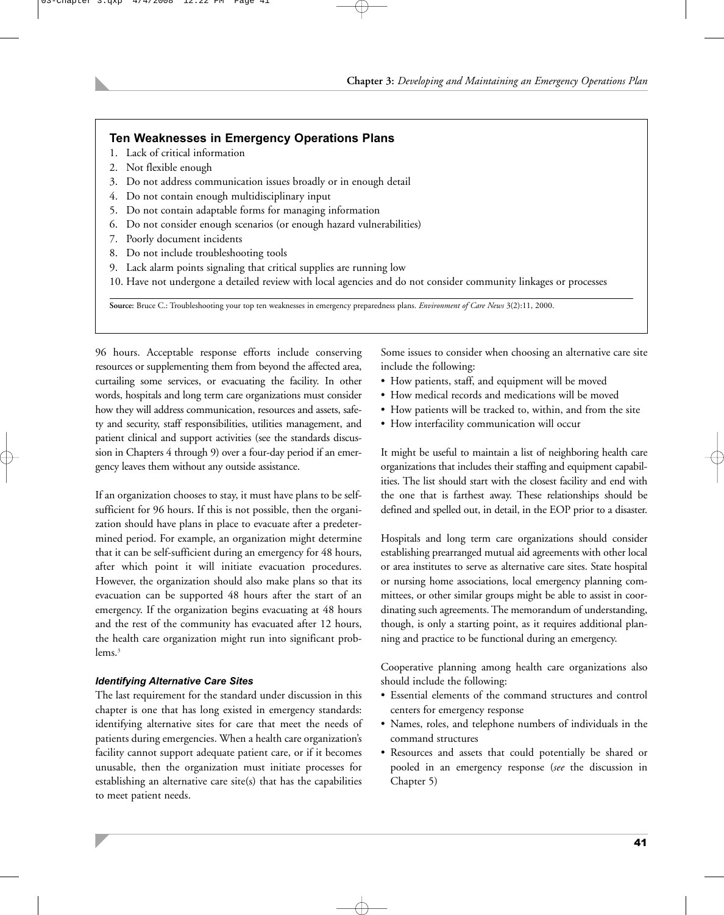### Ten Weaknesses in Emergency Operations Plans

1. Lack of critical information
2. Not flexible enough
3. Do not address communication issues broadly or in enough detail
4. Do not contain enough multidisciplinary input
5. Do not contain adaptable forms for managing information
6. Do not consider enough scenarios (or enough hazard vulnerabilities)
7. Poorly document incidents
8. Do not include troubleshooting tools
9. Lack alarm points signaling that critical supplies are running low
10. Have not undergone a detailed review with local agencies and do not consider community linkages or processes

**Source:** Bruce C.: Troubleshooting your top ten weaknesses in emergency preparedness plans. *Environment of Care News* 3(2):11, 2000.

96 hours. Acceptable response efforts include conserving resources or supplementing them from beyond the affected area, curtailing some services, or evacuating the facility. In other words, hospitals and long term care organizations must consider how they will address communication, resources and assets, safety and security, staff responsibilities, utilities management, and patient clinical and support activities (see the standards discussion in Chapters 4 through 9) over a four-day period if an emergency leaves them without any outside assistance.

If an organization chooses to stay, it must have plans to be self-sufficient for 96 hours. If this is not possible, then the organization should have plans in place to evacuate after a predetermined period. For example, an organization might determine that it can be self-sufficient during an emergency for 48 hours, after which point it will initiate evacuation procedures. However, the organization should also make plans so that its evacuation can be supported 48 hours after the start of an emergency. If the organization begins evacuating at 48 hours and the rest of the community has evacuated after 12 hours, the health care organization might run into significant problems.[3]

#### *Identifying Alternative Care Sites*

The last requirement for the standard under discussion in this chapter is one that has long existed in emergency standards: identifying alternative sites for care that meet the needs of patients during emergencies. When a health care organization's facility cannot support adequate patient care, or if it becomes unusable, then the organization must initiate processes for establishing an alternative care site(s) that has the capabilities to meet patient needs.

Some issues to consider when choosing an alternative care site include the following:

- How patients, staff, and equipment will be moved
- How medical records and medications will be moved
- How patients will be tracked to, within, and from the site
- How interfacility communication will occur

It might be useful to maintain a list of neighboring health care organizations that includes their staffing and equipment capabilities. The list should start with the closest facility and end with the one that is farthest away. These relationships should be defined and spelled out, in detail, in the EOP prior to a disaster.

Hospitals and long term care organizations should consider establishing prearranged mutual aid agreements with other local or area institutes to serve as alternative care sites. State hospital or nursing home associations, local emergency planning committees, or other similar groups might be able to assist in coordinating such agreements. The memorandum of understanding, though, is only a starting point, as it requires additional planning and practice to be functional during an emergency.

Cooperative planning among health care organizations also should include the following:

- Essential elements of the command structures and control centers for emergency response
- Names, roles, and telephone numbers of individuals in the command structures
- Resources and assets that could potentially be shared or pooled in an emergency response (*see* the discussion in Chapter 5)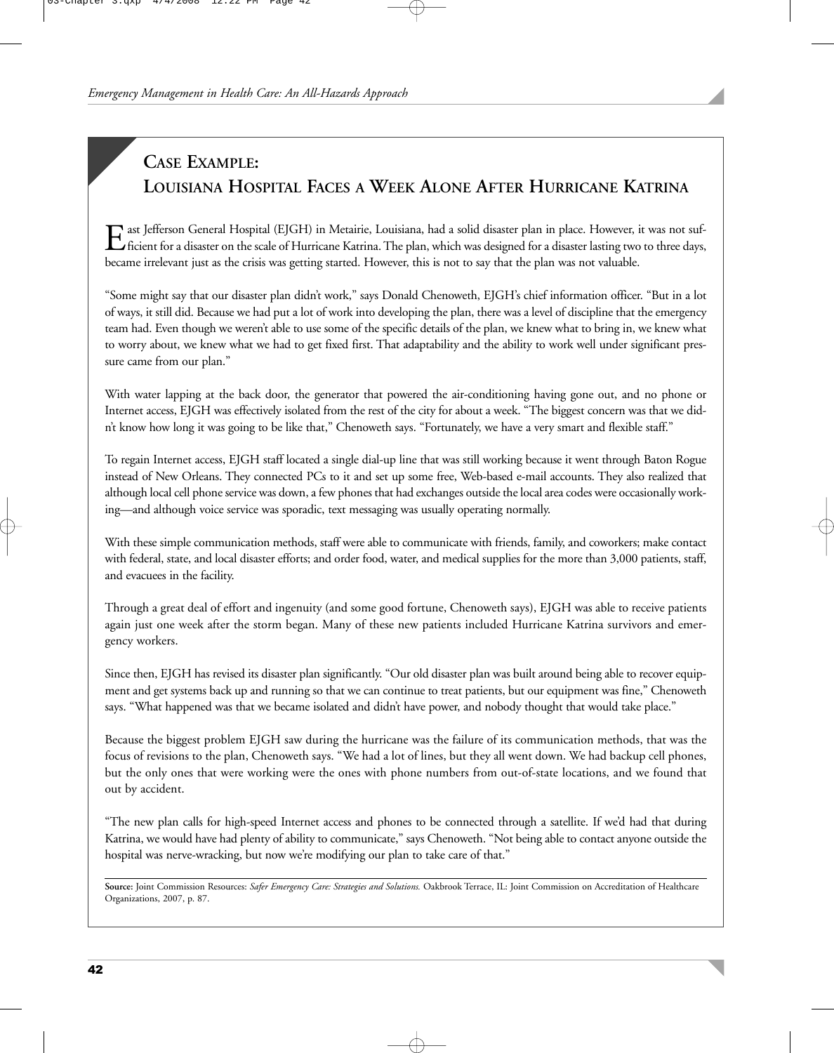## Case Example: Louisiana Hospital Faces a Week Alone After Hurricane Katrina

East Jefferson General Hospital (EJGH) in Metairie, Louisiana, had a solid disaster plan in place. However, it was not sufficient for a disaster on the scale of Hurricane Katrina. The plan, which was designed for a disaster lasting two to three days, became irrelevant just as the crisis was getting started. However, this is not to say that the plan was not valuable.

"Some might say that our disaster plan didn't work," says Donald Chenoweth, EJGH's chief information officer. "But in a lot of ways, it still did. Because we had put a lot of work into developing the plan, there was a level of discipline that the emergency team had. Even though we weren't able to use some of the specific details of the plan, we knew what to bring in, we knew what to worry about, we knew what we had to get fixed first. That adaptability and the ability to work well under significant pressure came from our plan."

With water lapping at the back door, the generator that powered the air-conditioning having gone out, and no phone or Internet access, EJGH was effectively isolated from the rest of the city for about a week. "The biggest concern was that we didn't know how long it was going to be like that," Chenoweth says. "Fortunately, we have a very smart and flexible staff."

To regain Internet access, EJGH staff located a single dial-up line that was still working because it went through Baton Rouge instead of New Orleans. They connected PCs to it and set up some free, Web-based e-mail accounts. They also realized that although local cell phone service was down, a few phones that had exchanges outside the local area codes were occasionally working—and although voice service was sporadic, text messaging was usually operating normally.

With these simple communication methods, staff were able to communicate with friends, family, and coworkers; make contact with federal, state, and local disaster efforts; and order food, water, and medical supplies for the more than 3,000 patients, staff, and evacuees in the facility.

Through a great deal of effort and ingenuity (and some good fortune, Chenoweth says), EJGH was able to receive patients again just one week after the storm began. Many of these new patients included Hurricane Katrina survivors and emergency workers.

Since then, EJGH has revised its disaster plan significantly. "Our old disaster plan was built around being able to recover equipment and get systems back up and running so that we can continue to treat patients, but our equipment was fine," Chenoweth says. "What happened was that we became isolated and didn't have power, and nobody thought that would take place."

Because the biggest problem EJGH saw during the hurricane was the failure of its communication methods, that was the focus of revisions to the plan, Chenoweth says. "We had a lot of lines, but they all went down. We had backup cell phones, but the only ones that were working were the ones with phone numbers from out-of-state locations, and we found that out by accident.

"The new plan calls for high-speed Internet access and phones to be connected through a satellite. If we'd had that during Katrina, we would have had plenty of ability to communicate," says Chenoweth. "Not being able to contact anyone outside the hospital was nerve-wracking, but now we're modifying our plan to take care of that."

**Source:** Joint Commission Resources: *Safer Emergency Care: Strategies and Solutions.* Oakbrook Terrace, IL: Joint Commission on Accreditation of Healthcare Organizations, 2007, p. 87.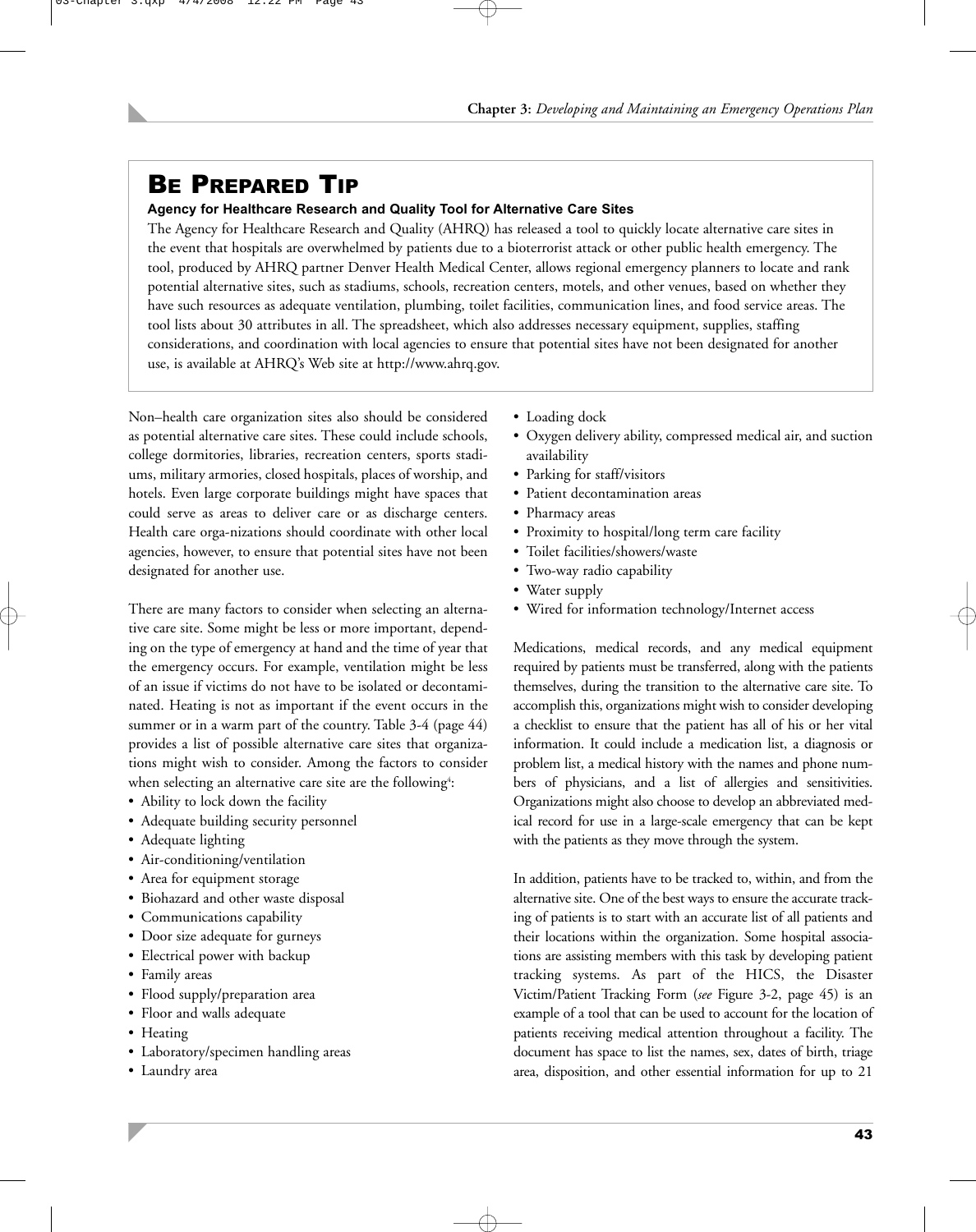## BE PREPARED TIP

**Agency for Healthcare Research and Quality Tool for Alternative Care Sites**

The Agency for Healthcare Research and Quality (AHRQ) has released a tool to quickly locate alternative care sites in the event that hospitals are overwhelmed by patients due to a bioterrorist attack or other public health emergency. The tool, produced by AHRQ partner Denver Health Medical Center, allows regional emergency planners to locate and rank potential alternative sites, such as stadiums, schools, recreation centers, motels, and other venues, based on whether they have such resources as adequate ventilation, plumbing, toilet facilities, communication lines, and food service areas. The tool lists about 30 attributes in all. The spreadsheet, which also addresses necessary equipment, supplies, staffing considerations, and coordination with local agencies to ensure that potential sites have not been designated for another use, is available at AHRQ's Web site at http://www.ahrq.gov.

Non–health care organization sites also should be considered as potential alternative care sites. These could include schools, college dormitories, libraries, recreation centers, sports stadiums, military armories, closed hospitals, places of worship, and hotels. Even large corporate buildings might have spaces that could serve as areas to deliver care or as discharge centers. Health care orga-nizations should coordinate with other local agencies, however, to ensure that potential sites have not been designated for another use.

There are many factors to consider when selecting an alternative care site. Some might be less or more important, depending on the type of emergency at hand and the time of year that the emergency occurs. For example, ventilation might be less of an issue if victims do not have to be isolated or decontaminated. Heating is not as important if the event occurs in the summer or in a warm part of the country. Table 3-4 (page 44) provides a list of possible alternative care sites that organizations might wish to consider. Among the factors to consider when selecting an alternative care site are the following[4]:

- Ability to lock down the facility
- Adequate building security personnel
- Adequate lighting
- Air-conditioning/ventilation
- Area for equipment storage
- Biohazard and other waste disposal
- Communications capability
- Door size adequate for gurneys
- Electrical power with backup
- Family areas
- Flood supply/preparation area
- Floor and walls adequate
- Heating
- Laboratory/specimen handling areas
- Laundry area
- Loading dock
- Oxygen delivery ability, compressed medical air, and suction availability
- Parking for staff/visitors
- Patient decontamination areas
- Pharmacy areas
- Proximity to hospital/long term care facility
- Toilet facilities/showers/waste
- Two-way radio capability
- Water supply
- Wired for information technology/Internet access

Medications, medical records, and any medical equipment required by patients must be transferred, along with the patients themselves, during the transition to the alternative care site. To accomplish this, organizations might wish to consider developing a checklist to ensure that the patient has all of his or her vital information. It could include a medication list, a diagnosis or problem list, a medical history with the names and phone numbers of physicians, and a list of allergies and sensitivities. Organizations might also choose to develop an abbreviated medical record for use in a large-scale emergency that can be kept with the patients as they move through the system.

In addition, patients have to be tracked to, within, and from the alternative site. One of the best ways to ensure the accurate tracking of patients is to start with an accurate list of all patients and their locations within the organization. Some hospital associations are assisting members with this task by developing patient tracking systems. As part of the HICS, the Disaster Victim/Patient Tracking Form (*see* Figure 3-2, page 45) is an example of a tool that can be used to account for the location of patients receiving medical attention throughout a facility. The document has space to list the names, sex, dates of birth, triage area, disposition, and other essential information for up to 21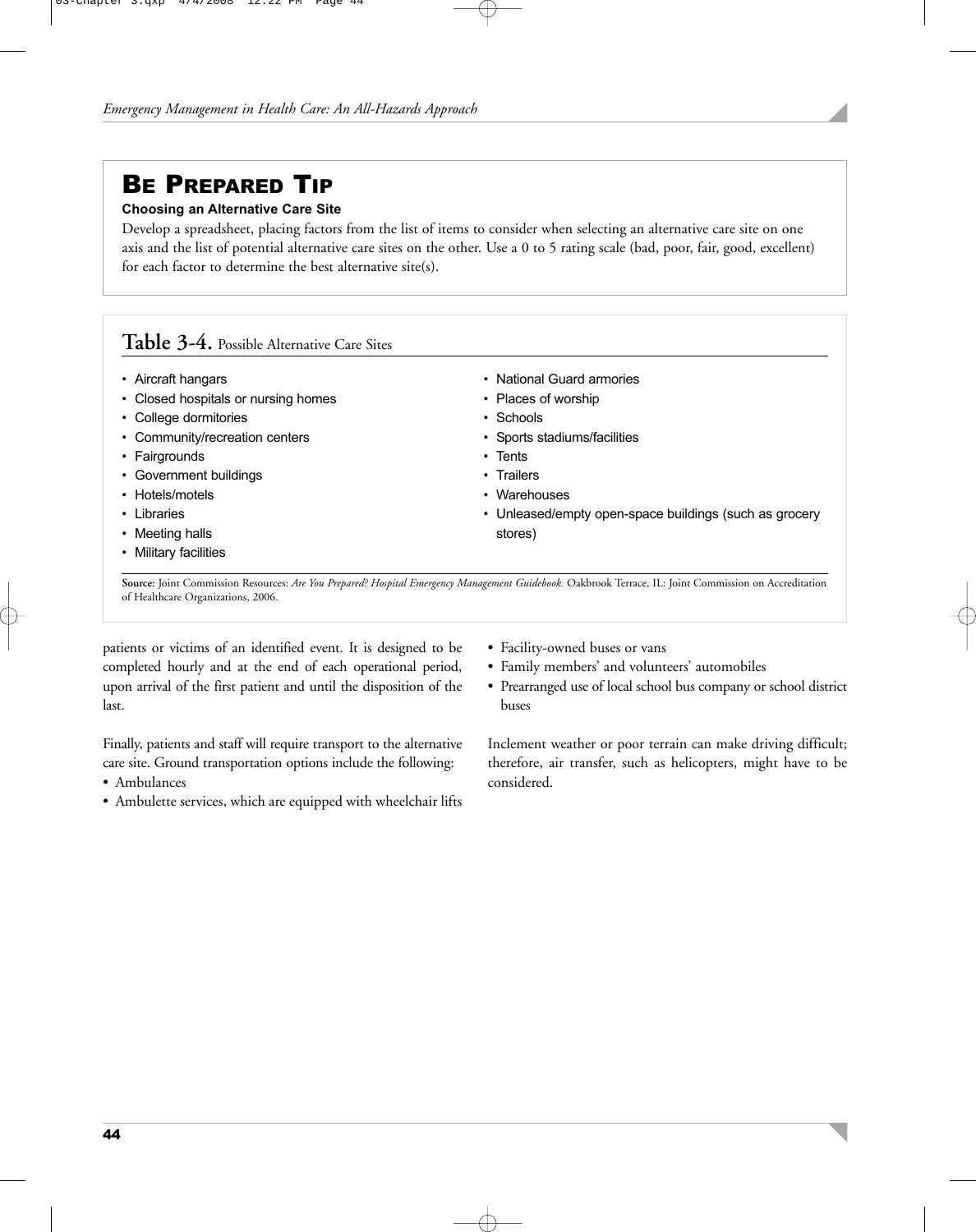## BE PREPARED TIP

**Choosing an Alternative Care Site**

Develop a spreadsheet, placing factors from the list of items to consider when selecting an alternative care site on one axis and the list of potential alternative care sites on the other. Use a 0 to 5 rating scale (bad, poor, fair, good, excellent) for each factor to determine the best alternative site(s).

**Table 3-4.** Possible Alternative Care Sites

- Aircraft hangars
- Closed hospitals or nursing homes
- College dormitories
- Community/recreation centers
- Fairgrounds
- Government buildings
- Hotels/motels
- Libraries
- Meeting halls
- Military facilities
- National Guard armories
- Places of worship
- Schools
- Sports stadiums/facilities
- Tents
- Trailers
- Warehouses
- Unleased/empty open-space buildings (such as grocery stores)

**Source:** Joint Commission Resources: *Are You Prepared? Hospital Emergency Management Guidebook.* Oakbrook Terrace, IL: Joint Commission on Accreditation of Healthcare Organizations, 2006.

patients or victims of an identified event. It is designed to be completed hourly and at the end of each operational period, upon arrival of the first patient and until the disposition of the last.

Finally, patients and staff will require transport to the alternative care site. Ground transportation options include the following:

- Ambulances
- Ambulette services, which are equipped with wheelchair lifts
- Facility-owned buses or vans
- Family members' and volunteers' automobiles
- Prearranged use of local school bus company or school district buses

Inclement weather or poor terrain can make driving difficult; therefore, air transfer, such as helicopters, might have to be considered.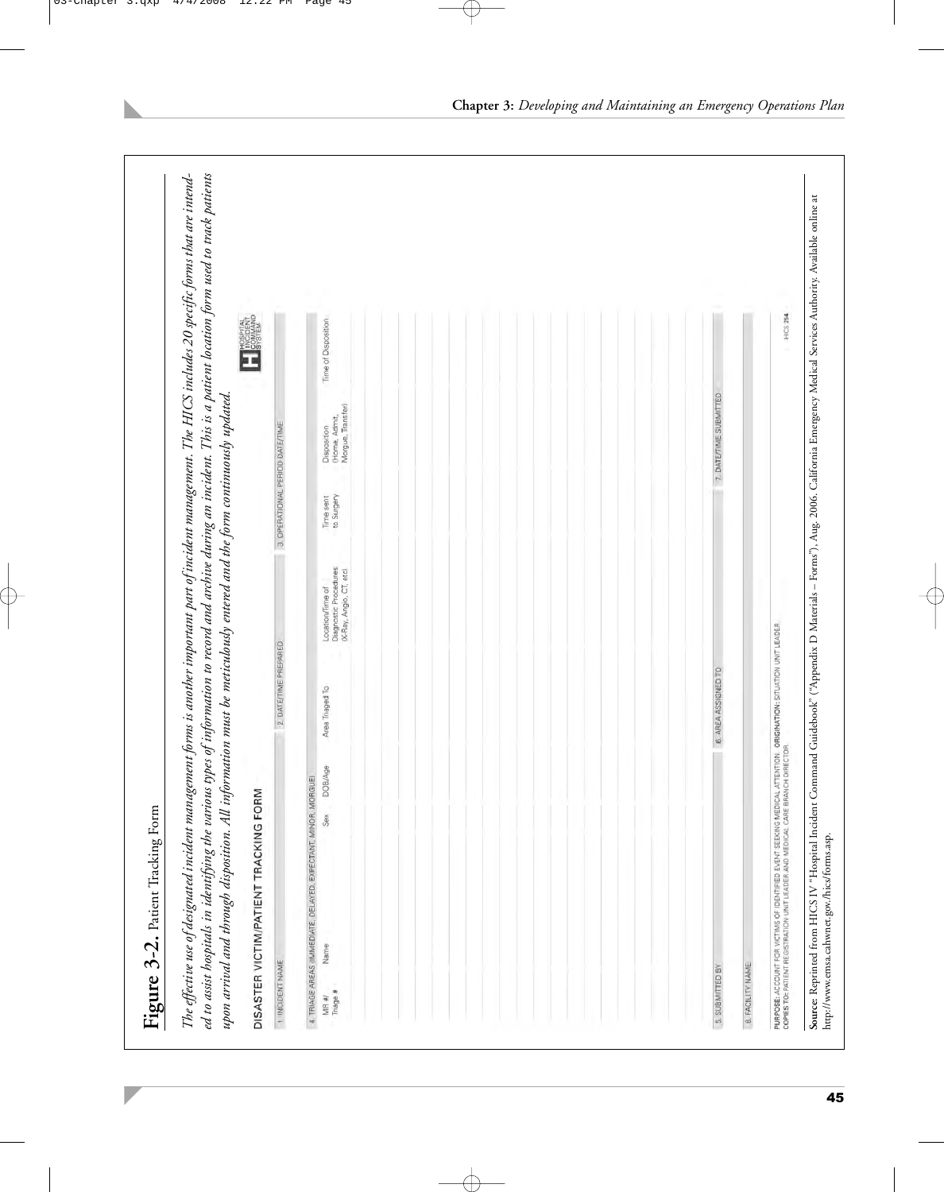## Figure 3-2. Patient Tracking Form

*The effective use of designated incident management forms is another important part of incident management. The HICS includes 20 specific forms that are intended to assist hospitals in identifying the various types of information to record and archive during an incident. This is a patient location form used to track patients upon arrival and through disposition. All information must be meticulously entered and the form continuously updated.*

**DISASTER VICTIM/PATIENT TRACKING FORM**

HOSPITAL INCIDENT COMMAND SYSTEM

| 1. INCIDENT NAME | 2. DATE/TIME PREPARED | 3. OPERATIONAL PERIOD DATE/TIME |
|---|---|---|
| | | |

4. TRIAGE AREAS (IMMEDIATE, DELAYED, EXPECTANT, MINOR, MORGUE)

| MR #/ Triage # | Name | Sex | DOB/Age | Area Triaged To | Location/Time of Diagnostic Procedures (X-Ray, Angio, CT, etc) | Time sent to Surgery | Disposition (Home, Admit, Morgue, Transfer) | Time of Disposition |
|---|---|---|---|---|---|---|---|---|
| | | | | | | | | |
| | | | | | | | | |
| | | | | | | | | |
| | | | | | | | | |
| | | | | | | | | |
| | | | | | | | | |
| | | | | | | | | |
| | | | | | | | | |
| | | | | | | | | |
| | | | | | | | | |
| | | | | | | | | |
| | | | | | | | | |
| | | | | | | | | |
| | | | | | | | | |
| | | | | | | | | |
| | | | | | | | | |
| | | | | | | | | |
| | | | | | | | | |
| | | | | | | | | |
| | | | | | | | | |

| 5. SUBMITTED BY | 6. AREA ASSIGNED TO | 7. DATE/TIME SUBMITTED |
|---|---|---|
| | | |

| 8. FACILITY NAME |
|---|
| |

**PURPOSE:** ACCOUNT FOR VICTIMS OF IDENTIFIED EVENT SEEKING MEDICAL ATTENTION. **ORIGINATION:** SITUATION UNIT LEADER.
**COPIES TO:** PATIENT REGISTRATION UNIT LEADER AND MEDICAL CARE BRANCH DIRECTOR

HICS 254

**Source:** Reprinted from HICS IV "Hospital Incident Command Guidebook" ("Appendix D Materials – Forms"), Aug. 2006. California Emergency Medical Services Authority. Available online at http://www.emsa.cahwnet.gov/hics/forms.asp.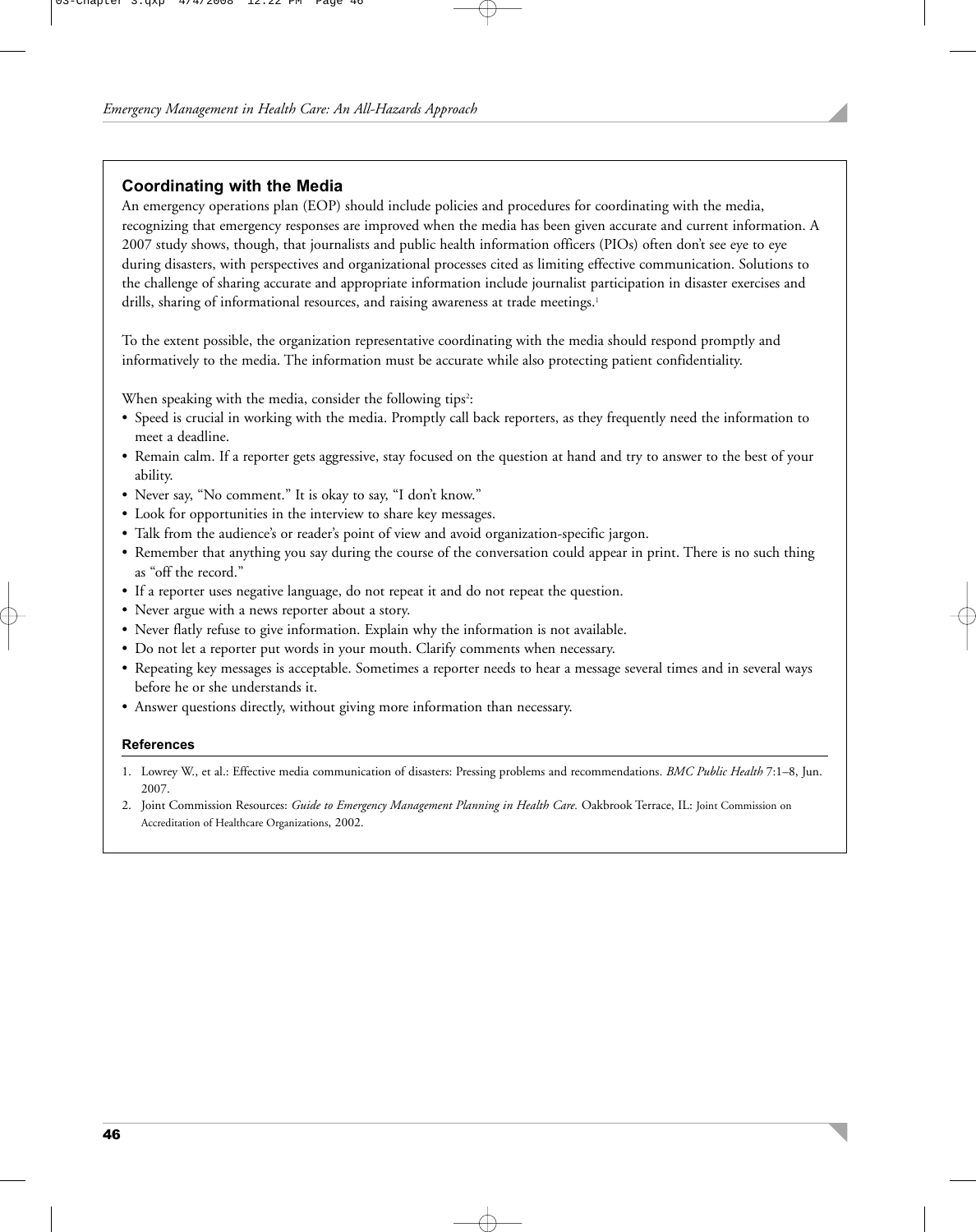## Coordinating with the Media

An emergency operations plan (EOP) should include policies and procedures for coordinating with the media, recognizing that emergency responses are improved when the media has been given accurate and current information. A 2007 study shows, though, that journalists and public health information officers (PIOs) often don't see eye to eye during disasters, with perspectives and organizational processes cited as limiting effective communication. Solutions to the challenge of sharing accurate and appropriate information include journalist participation in disaster exercises and drills, sharing of informational resources, and raising awareness at trade meetings.[1]

To the extent possible, the organization representative coordinating with the media should respond promptly and informatively to the media. The information must be accurate while also protecting patient confidentiality.

When speaking with the media, consider the following tips[2]:

- Speed is crucial in working with the media. Promptly call back reporters, as they frequently need the information to meet a deadline.
- Remain calm. If a reporter gets aggressive, stay focused on the question at hand and try to answer to the best of your ability.
- Never say, "No comment." It is okay to say, "I don't know."
- Look for opportunities in the interview to share key messages.
- Talk from the audience's or reader's point of view and avoid organization-specific jargon.
- Remember that anything you say during the course of the conversation could appear in print. There is no such thing as "off the record."
- If a reporter uses negative language, do not repeat it and do not repeat the question.
- Never argue with a news reporter about a story.
- Never flatly refuse to give information. Explain why the information is not available.
- Do not let a reporter put words in your mouth. Clarify comments when necessary.
- Repeating key messages is acceptable. Sometimes a reporter needs to hear a message several times and in several ways before he or she understands it.
- Answer questions directly, without giving more information than necessary.

#### References

1. Lowrey W., et al.: Effective media communication of disasters: Pressing problems and recommendations. *BMC Public Health* 7:1–8, Jun. 2007.
2. Joint Commission Resources: *Guide to Emergency Management Planning in Health Care.* Oakbrook Terrace, IL: Joint Commission on Accreditation of Healthcare Organizations, 2002.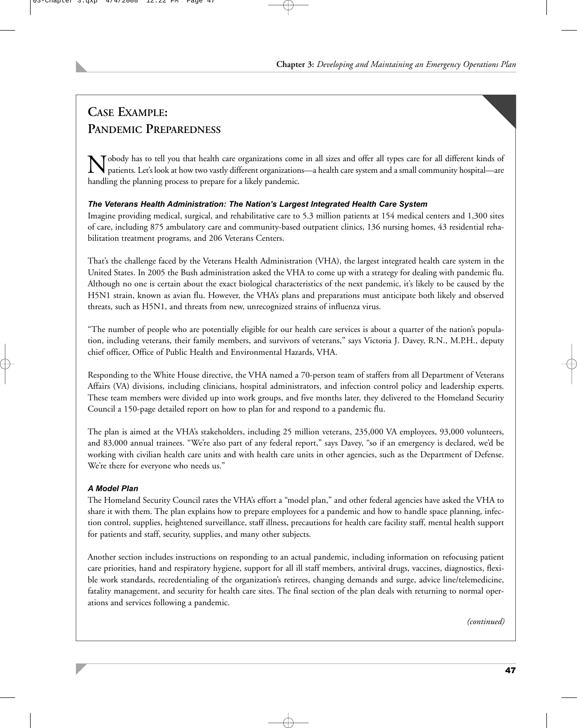## Case Example: Pandemic Preparedness

Nobody has to tell you that health care organizations come in all sizes and offer all types care for all different kinds of patients. Let's look at how two vastly different organizations—a health care system and a small community hospital—are handling the planning process to prepare for a likely pandemic.

***The Veterans Health Administration: The Nation's Largest Integrated Health Care System***

Imagine providing medical, surgical, and rehabilitative care to 5.3 million patients at 154 medical centers and 1,300 sites of care, including 875 ambulatory care and community-based outpatient clinics, 136 nursing homes, 43 residential rehabilitation treatment programs, and 206 Veterans Centers.

That's the challenge faced by the Veterans Health Administration (VHA), the largest integrated health care system in the United States. In 2005 the Bush administration asked the VHA to come up with a strategy for dealing with pandemic flu. Although no one is certain about the exact biological characteristics of the next pandemic, it's likely to be caused by the H5N1 strain, known as avian flu. However, the VHA's plans and preparations must anticipate both likely and observed threats, such as H5N1, and threats from new, unrecognized strains of influenza virus.

"The number of people who are potentially eligible for our health care services is about a quarter of the nation's population, including veterans, their family members, and survivors of veterans," says Victoria J. Davey, R.N., M.P.H., deputy chief officer, Office of Public Health and Environmental Hazards, VHA.

Responding to the White House directive, the VHA named a 70-person team of staffers from all Department of Veterans Affairs (VA) divisions, including clinicians, hospital administrators, and infection control policy and leadership experts. These team members were divided up into work groups, and five months later, they delivered to the Homeland Security Council a 150-page detailed report on how to plan for and respond to a pandemic flu.

The plan is aimed at the VHA's stakeholders, including 25 million veterans, 235,000 VA employees, 93,000 volunteers, and 83,000 annual trainees. "We're also part of any federal report," says Davey, "so if an emergency is declared, we'd be working with civilian health care units and with health care units in other agencies, such as the Department of Defense. We're there for everyone who needs us."

***A Model Plan***

The Homeland Security Council rates the VHA's effort a "model plan," and other federal agencies have asked the VHA to share it with them. The plan explains how to prepare employees for a pandemic and how to handle space planning, infection control, supplies, heightened surveillance, staff illness, precautions for health care facility staff, mental health support for patients and staff, security, supplies, and many other subjects.

Another section includes instructions on responding to an actual pandemic, including information on refocusing patient care priorities, hand and respiratory hygiene, support for all ill staff members, antiviral drugs, vaccines, diagnostics, flexible work standards, recredentialing of the organization's retirees, changing demands and surge, advice line/telemedicine, fatality management, and security for health care sites. The final section of the plan deals with returning to normal operations and services following a pandemic.

*(continued)*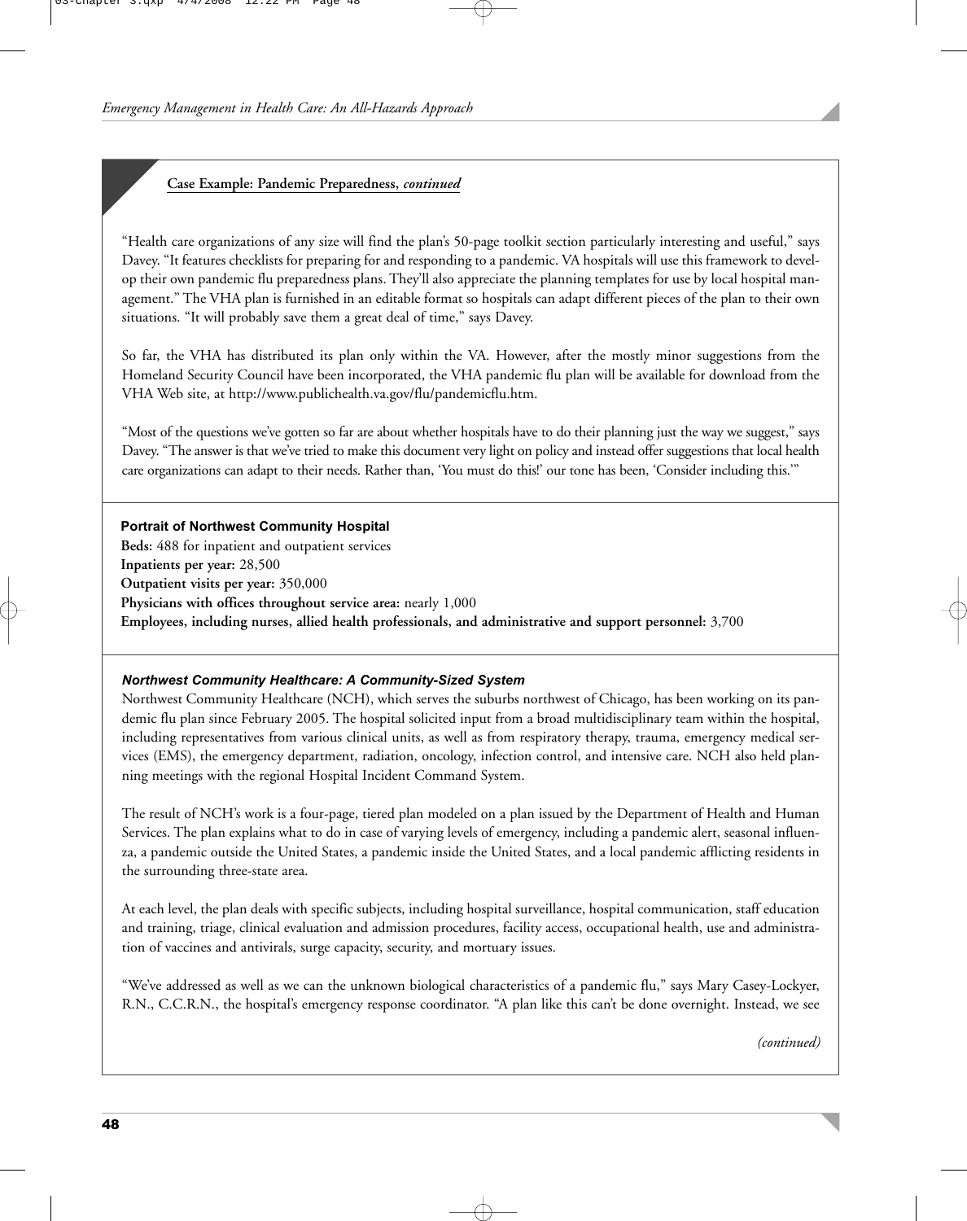**Case Example: Pandemic Preparedness, *continued***

"Health care organizations of any size will find the plan's 50-page toolkit section particularly interesting and useful," says Davey. "It features checklists for preparing for and responding to a pandemic. VA hospitals will use this framework to develop their own pandemic flu preparedness plans. They'll also appreciate the planning templates for use by local hospital management." The VHA plan is furnished in an editable format so hospitals can adapt different pieces of the plan to their own situations. "It will probably save them a great deal of time," says Davey.

So far, the VHA has distributed its plan only within the VA. However, after the mostly minor suggestions from the Homeland Security Council have been incorporated, the VHA pandemic flu plan will be available for download from the VHA Web site, at http://www.publichealth.va.gov/flu/pandemicflu.htm.

"Most of the questions we've gotten so far are about whether hospitals have to do their planning just the way we suggest," says Davey. "The answer is that we've tried to make this document very light on policy and instead offer suggestions that local health care organizations can adapt to their needs. Rather than, 'You must do this!' our tone has been, 'Consider including this.'"

**Portrait of Northwest Community Hospital**

**Beds:** 488 for inpatient and outpatient services
**Inpatients per year:** 28,500
**Outpatient visits per year:** 350,000
**Physicians with offices throughout service area:** nearly 1,000
**Employees, including nurses, allied health professionals, and administrative and support personnel:** 3,700

***Northwest Community Healthcare: A Community-Sized System***

Northwest Community Healthcare (NCH), which serves the suburbs northwest of Chicago, has been working on its pandemic flu plan since February 2005. The hospital solicited input from a broad multidisciplinary team within the hospital, including representatives from various clinical units, as well as from respiratory therapy, trauma, emergency medical services (EMS), the emergency department, radiation, oncology, infection control, and intensive care. NCH also held planning meetings with the regional Hospital Incident Command System.

The result of NCH's work is a four-page, tiered plan modeled on a plan issued by the Department of Health and Human Services. The plan explains what to do in case of varying levels of emergency, including a pandemic alert, seasonal influenza, a pandemic outside the United States, a pandemic inside the United States, and a local pandemic afflicting residents in the surrounding three-state area.

At each level, the plan deals with specific subjects, including hospital surveillance, hospital communication, staff education and training, triage, clinical evaluation and admission procedures, facility access, occupational health, use and administration of vaccines and antivirals, surge capacity, security, and mortuary issues.

"We've addressed as well as we can the unknown biological characteristics of a pandemic flu," says Mary Casey-Lockyer, R.N., C.C.R.N., the hospital's emergency response coordinator. "A plan like this can't be done overnight. Instead, we see

*(continued)*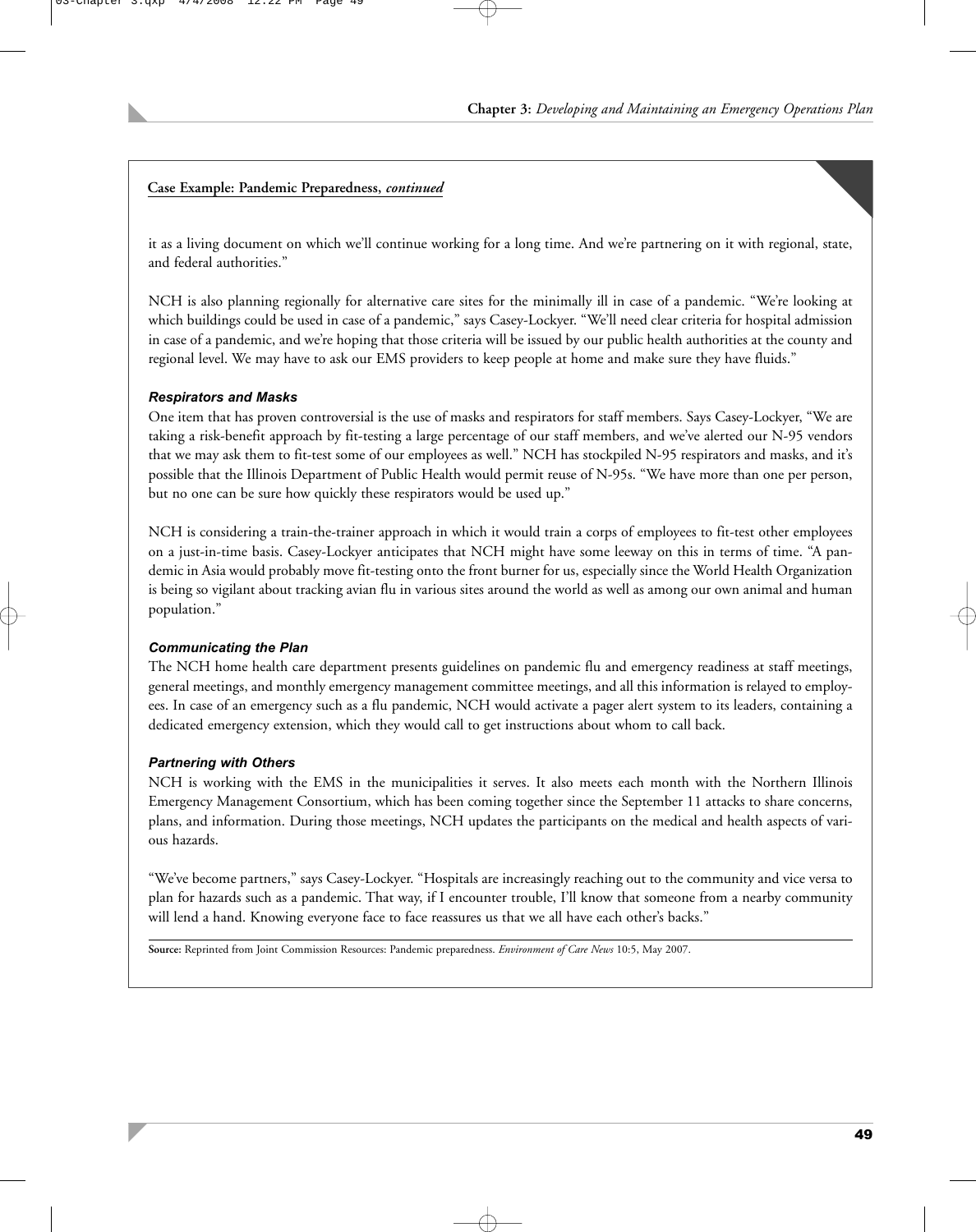**Case Example: Pandemic Preparedness, *continued***

it as a living document on which we'll continue working for a long time. And we're partnering on it with regional, state, and federal authorities."

NCH is also planning regionally for alternative care sites for the minimally ill in case of a pandemic. "We're looking at which buildings could be used in case of a pandemic," says Casey-Lockyer. "We'll need clear criteria for hospital admission in case of a pandemic, and we're hoping that those criteria will be issued by our public health authorities at the county and regional level. We may have to ask our EMS providers to keep people at home and make sure they have fluids."

### *Respirators and Masks*

One item that has proven controversial is the use of masks and respirators for staff members. Says Casey-Lockyer, "We are taking a risk-benefit approach by fit-testing a large percentage of our staff members, and we've alerted our N-95 vendors that we may ask them to fit-test some of our employees as well." NCH has stockpiled N-95 respirators and masks, and it's possible that the Illinois Department of Public Health would permit reuse of N-95s. "We have more than one per person, but no one can be sure how quickly these respirators would be used up."

NCH is considering a train-the-trainer approach in which it would train a corps of employees to fit-test other employees on a just-in-time basis. Casey-Lockyer anticipates that NCH might have some leeway on this in terms of time. "A pandemic in Asia would probably move fit-testing onto the front burner for us, especially since the World Health Organization is being so vigilant about tracking avian flu in various sites around the world as well as among our own animal and human population."

### *Communicating the Plan*

The NCH home health care department presents guidelines on pandemic flu and emergency readiness at staff meetings, general meetings, and monthly emergency management committee meetings, and all this information is relayed to employees. In case of an emergency such as a flu pandemic, NCH would activate a pager alert system to its leaders, containing a dedicated emergency extension, which they would call to get instructions about whom to call back.

### *Partnering with Others*

NCH is working with the EMS in the municipalities it serves. It also meets each month with the Northern Illinois Emergency Management Consortium, which has been coming together since the September 11 attacks to share concerns, plans, and information. During those meetings, NCH updates the participants on the medical and health aspects of various hazards.

"We've become partners," says Casey-Lockyer. "Hospitals are increasingly reaching out to the community and vice versa to plan for hazards such as a pandemic. That way, if I encounter trouble, I'll know that someone from a nearby community will lend a hand. Knowing everyone face to face reassures us that we all have each other's backs."

**Source:** Reprinted from Joint Commission Resources: Pandemic preparedness. *Environment of Care News* 10:5, May 2007.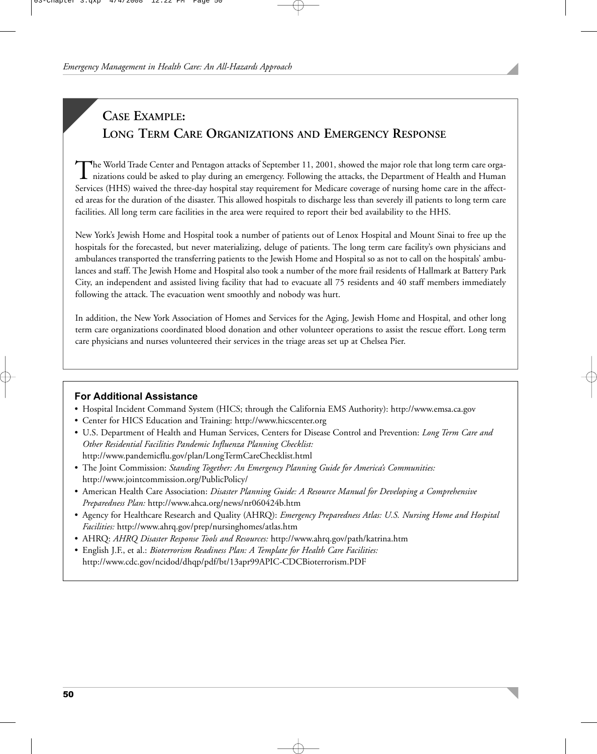## Case Example: Long Term Care Organizations and Emergency Response

The World Trade Center and Pentagon attacks of September 11, 2001, showed the major role that long term care organizations could be asked to play during an emergency. Following the attacks, the Department of Health and Human Services (HHS) waived the three-day hospital stay requirement for Medicare coverage of nursing home care in the affected areas for the duration of the disaster. This allowed hospitals to discharge less than severely ill patients to long term care facilities. All long term care facilities in the area were required to report their bed availability to the HHS.

New York's Jewish Home and Hospital took a number of patients out of Lenox Hospital and Mount Sinai to free up the hospitals for the forecasted, but never materializing, deluge of patients. The long term care facility's own physicians and ambulances transported the transferring patients to the Jewish Home and Hospital so as not to call on the hospitals' ambulances and staff. The Jewish Home and Hospital also took a number of the more frail residents of Hallmark at Battery Park City, an independent and assisted living facility that had to evacuate all 75 residents and 40 staff members immediately following the attack. The evacuation went smoothly and nobody was hurt.

In addition, the New York Association of Homes and Services for the Aging, Jewish Home and Hospital, and other long term care organizations coordinated blood donation and other volunteer operations to assist the rescue effort. Long term care physicians and nurses volunteered their services in the triage areas set up at Chelsea Pier.

### For Additional Assistance

- Hospital Incident Command System (HICS; through the California EMS Authority): http://www.emsa.ca.gov
- Center for HICS Education and Training: http://www.hicscenter.org
- U.S. Department of Health and Human Services, Centers for Disease Control and Prevention: *Long Term Care and Other Residential Facilities Pandemic Influenza Planning Checklist:* http://www.pandemicflu.gov/plan/LongTermCareChecklist.html
- The Joint Commission: *Standing Together: An Emergency Planning Guide for America's Communities:* http://www.jointcommission.org/PublicPolicy/
- American Health Care Association: *Disaster Planning Guide: A Resource Manual for Developing a Comprehensive Preparedness Plan:* http://www.ahca.org/news/nr060424b.htm
- Agency for Healthcare Research and Quality (AHRQ): *Emergency Preparedness Atlas: U.S. Nursing Home and Hospital Facilities:* http://www.ahrq.gov/prep/nursinghomes/atlas.htm
- AHRQ: *AHRQ Disaster Response Tools and Resources:* http://www.ahrq.gov/path/katrina.htm
- English J.F., et al.: *Bioterrorism Readiness Plan: A Template for Health Care Facilities:* http://www.cdc.gov/ncidod/dhqp/pdf/bt/13apr99APIC-CDCBioterrorism.PDF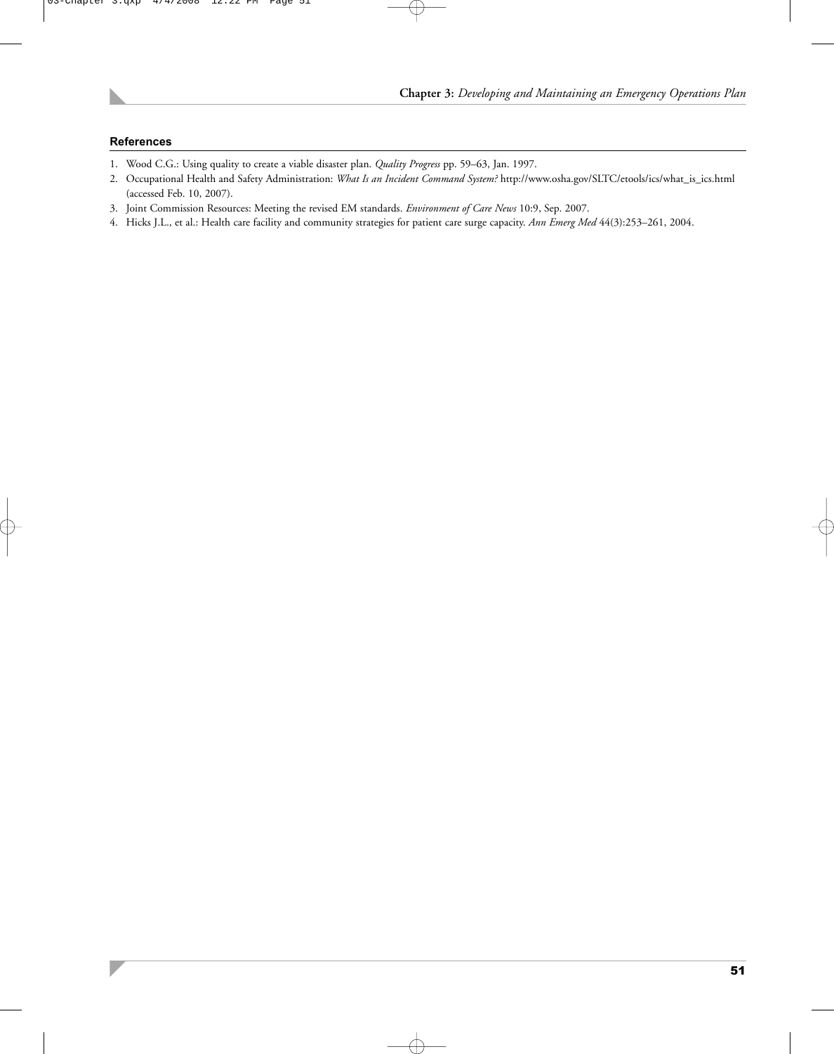## References

1. Wood C.G.: Using quality to create a viable disaster plan. *Quality Progress* pp. 59–63, Jan. 1997.
2. Occupational Health and Safety Administration: *What Is an Incident Command System?* http://www.osha.gov/SLTC/etools/ics/what_is_ics.html (accessed Feb. 10, 2007).
3. Joint Commission Resources: Meeting the revised EM standards. *Environment of Care News* 10:9, Sep. 2007.
4. Hicks J.L., et al.: Health care facility and community strategies for patient care surge capacity. *Ann Emerg Med* 44(3):253–261, 2004.